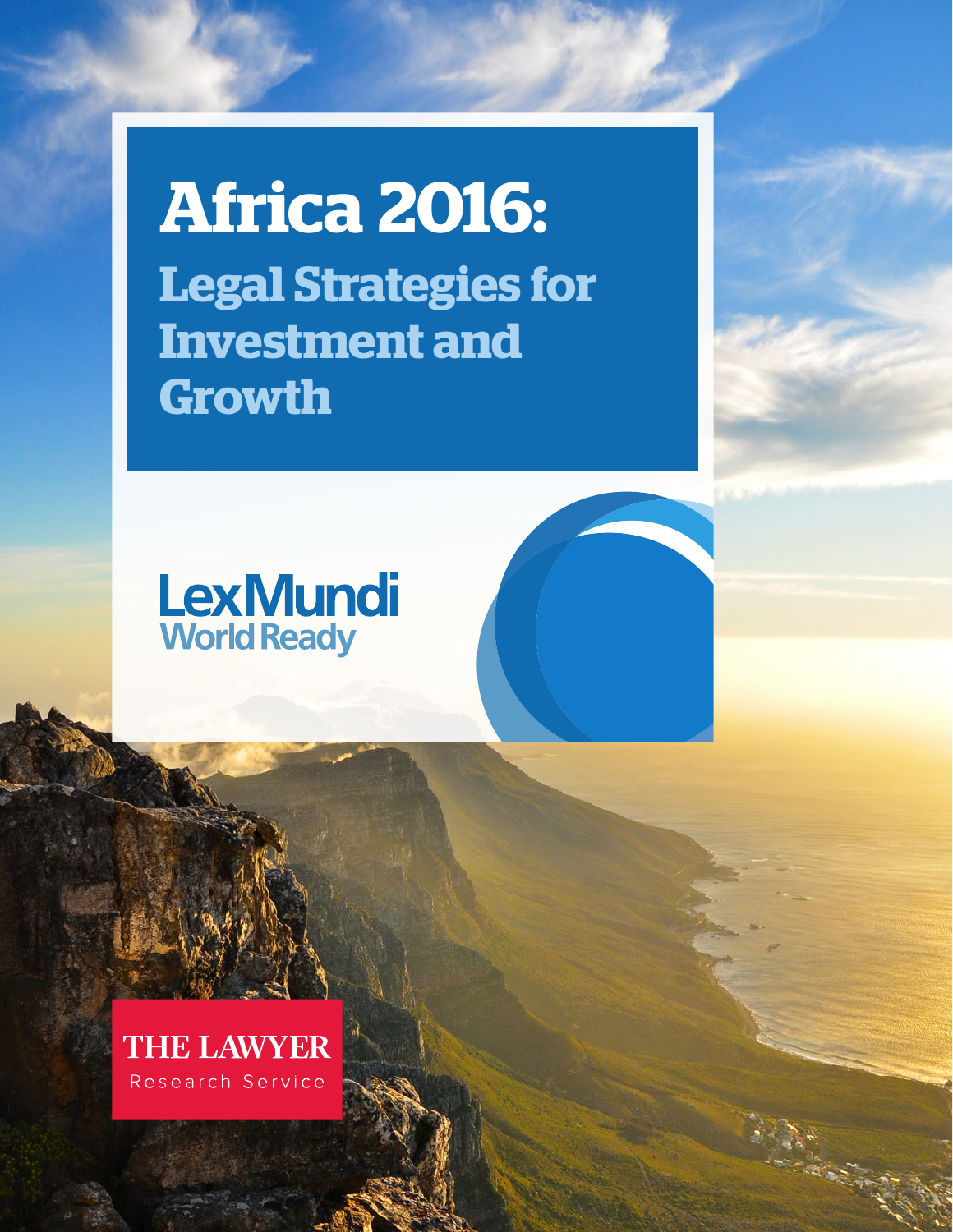# Africa 2016:

## Legal Strategies for Investment and Growth

LexMundi
World Ready

THE LAWYER
Research Service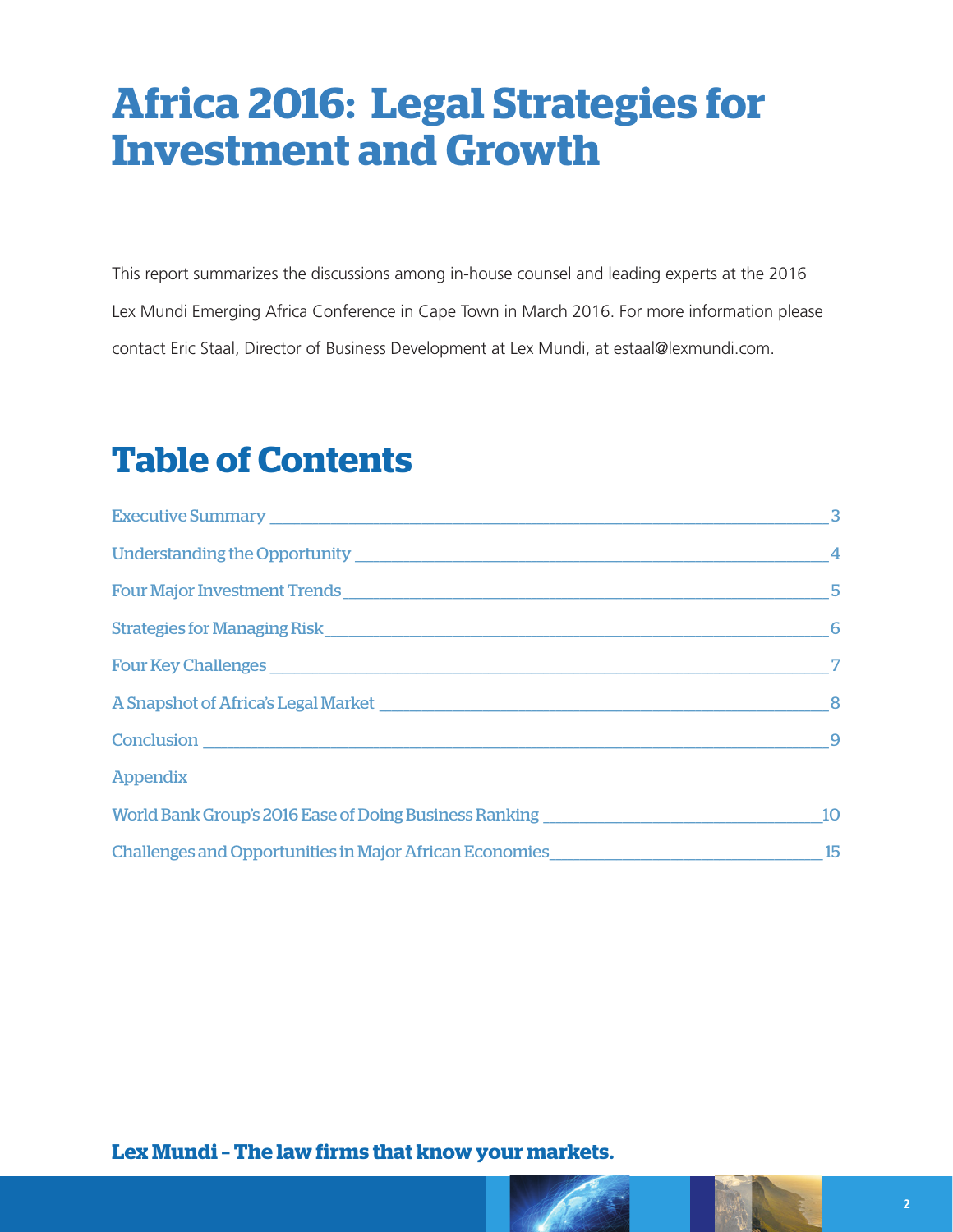# Africa 2016: Legal Strategies for Investment and Growth

This report summarizes the discussions among in-house counsel and leading experts at the 2016 Lex Mundi Emerging Africa Conference in Cape Town in March 2016. For more information please contact Eric Staal, Director of Business Development at Lex Mundi, at estaal@lexmundi.com.

## Table of Contents

| | |
|---|---|
| Executive Summary | 3 |
| Understanding the Opportunity | 4 |
| Four Major Investment Trends | 5 |
| Strategies for Managing Risk | 6 |
| Four Key Challenges | 7 |
| A Snapshot of Africa's Legal Market | 8 |
| Conclusion | 9 |
| Appendix | |
| World Bank Group's 2016 Ease of Doing Business Ranking | 10 |
| Challenges and Opportunities in Major African Economies | 15 |

**Lex Mundi – The law firms that know your markets.**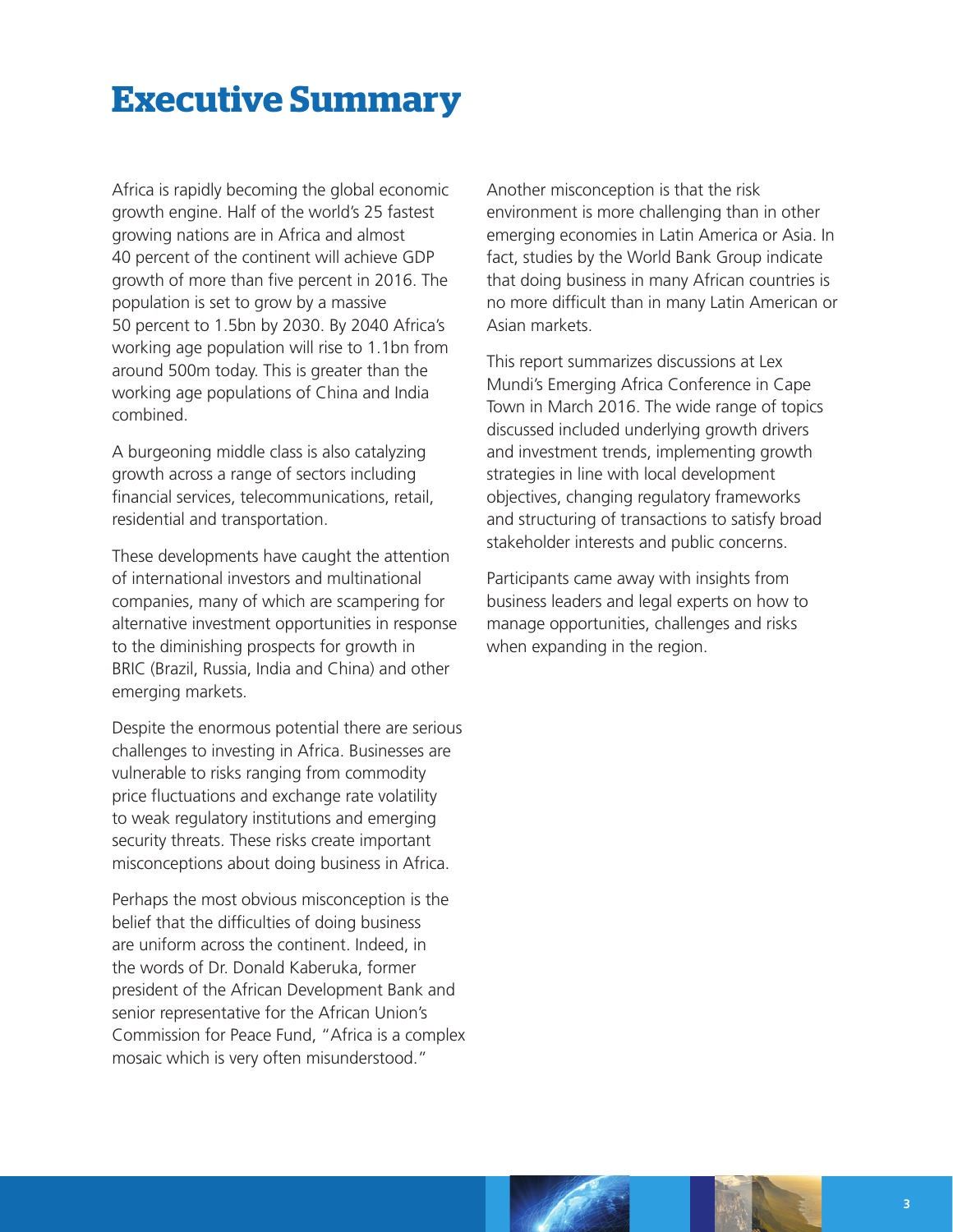# Executive Summary

Africa is rapidly becoming the global economic growth engine. Half of the world's 25 fastest growing nations are in Africa and almost 40 percent of the continent will achieve GDP growth of more than five percent in 2016. The population is set to grow by a massive 50 percent to 1.5bn by 2030. By 2040 Africa's working age population will rise to 1.1bn from around 500m today. This is greater than the working age populations of China and India combined.

A burgeoning middle class is also catalyzing growth across a range of sectors including financial services, telecommunications, retail, residential and transportation.

These developments have caught the attention of international investors and multinational companies, many of which are scampering for alternative investment opportunities in response to the diminishing prospects for growth in BRIC (Brazil, Russia, India and China) and other emerging markets.

Despite the enormous potential there are serious challenges to investing in Africa. Businesses are vulnerable to risks ranging from commodity price fluctuations and exchange rate volatility to weak regulatory institutions and emerging security threats. These risks create important misconceptions about doing business in Africa.

Perhaps the most obvious misconception is the belief that the difficulties of doing business are uniform across the continent. Indeed, in the words of Dr. Donald Kaberuka, former president of the African Development Bank and senior representative for the African Union's Commission for Peace Fund, "Africa is a complex mosaic which is very often misunderstood."

Another misconception is that the risk environment is more challenging than in other emerging economies in Latin America or Asia. In fact, studies by the World Bank Group indicate that doing business in many African countries is no more difficult than in many Latin American or Asian markets.

This report summarizes discussions at Lex Mundi's Emerging Africa Conference in Cape Town in March 2016. The wide range of topics discussed included underlying growth drivers and investment trends, implementing growth strategies in line with local development objectives, changing regulatory frameworks and structuring of transactions to satisfy broad stakeholder interests and public concerns.

Participants came away with insights from business leaders and legal experts on how to manage opportunities, challenges and risks when expanding in the region.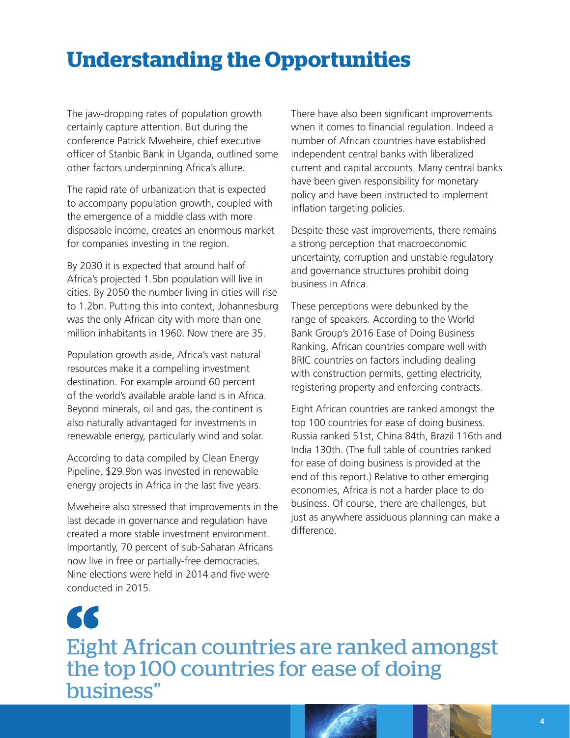# Understanding the Opportunities

The jaw-dropping rates of population growth certainly capture attention. But during the conference Patrick Mweheire, chief executive officer of Stanbic Bank in Uganda, outlined some other factors underpinning Africa's allure.

The rapid rate of urbanization that is expected to accompany population growth, coupled with the emergence of a middle class with more disposable income, creates an enormous market for companies investing in the region.

By 2030 it is expected that around half of Africa's projected 1.5bn population will live in cities. By 2050 the number living in cities will rise to 1.2bn. Putting this into context, Johannesburg was the only African city with more than one million inhabitants in 1960. Now there are 35.

Population growth aside, Africa's vast natural resources make it a compelling investment destination. For example around 60 percent of the world's available arable land is in Africa. Beyond minerals, oil and gas, the continent is also naturally advantaged for investments in renewable energy, particularly wind and solar.

According to data compiled by Clean Energy Pipeline, $29.9bn was invested in renewable energy projects in Africa in the last five years.

Mweheire also stressed that improvements in the last decade in governance and regulation have created a more stable investment environment. Importantly, 70 percent of sub-Saharan Africans now live in free or partially-free democracies. Nine elections were held in 2014 and five were conducted in 2015.

There have also been significant improvements when it comes to financial regulation. Indeed a number of African countries have established independent central banks with liberalized current and capital accounts. Many central banks have been given responsibility for monetary policy and have been instructed to implement inflation targeting policies.

Despite these vast improvements, there remains a strong perception that macroeconomic uncertainty, corruption and unstable regulatory and governance structures prohibit doing business in Africa.

These perceptions were debunked by the range of speakers. According to the World Bank Group's 2016 Ease of Doing Business Ranking, African countries compare well with BRIC countries on factors including dealing with construction permits, getting electricity, registering property and enforcing contracts.

Eight African countries are ranked amongst the top 100 countries for ease of doing business. Russia ranked 51st, China 84th, Brazil 116th and India 130th. (The full table of countries ranked for ease of doing business is provided at the end of this report.) Relative to other emerging economies, Africa is not a harder place to do business. Of course, there are challenges, but just as anywhere assiduous planning can make a difference.

> "Eight African countries are ranked amongst the top 100 countries for ease of doing business"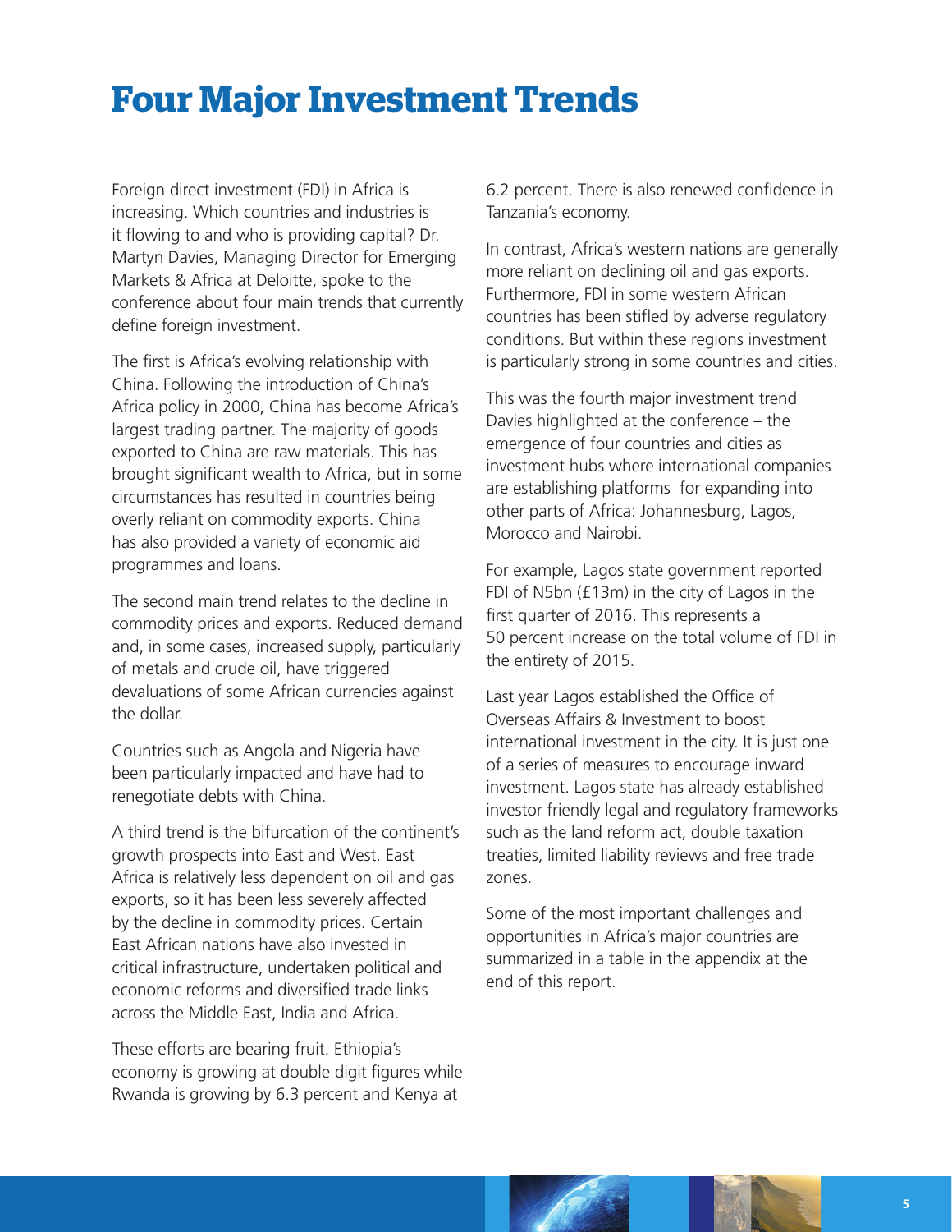# Four Major Investment Trends

Foreign direct investment (FDI) in Africa is increasing. Which countries and industries is it flowing to and who is providing capital? Dr. Martyn Davies, Managing Director for Emerging Markets & Africa at Deloitte, spoke to the conference about four main trends that currently define foreign investment.

The first is Africa's evolving relationship with China. Following the introduction of China's Africa policy in 2000, China has become Africa's largest trading partner. The majority of goods exported to China are raw materials. This has brought significant wealth to Africa, but in some circumstances has resulted in countries being overly reliant on commodity exports. China has also provided a variety of economic aid programmes and loans.

The second main trend relates to the decline in commodity prices and exports. Reduced demand and, in some cases, increased supply, particularly of metals and crude oil, have triggered devaluations of some African currencies against the dollar.

Countries such as Angola and Nigeria have been particularly impacted and have had to renegotiate debts with China.

A third trend is the bifurcation of the continent's growth prospects into East and West. East Africa is relatively less dependent on oil and gas exports, so it has been less severely affected by the decline in commodity prices. Certain East African nations have also invested in critical infrastructure, undertaken political and economic reforms and diversified trade links across the Middle East, India and Africa.

These efforts are bearing fruit. Ethiopia's economy is growing at double digit figures while Rwanda is growing by 6.3 percent and Kenya at 6.2 percent. There is also renewed confidence in Tanzania's economy.

In contrast, Africa's western nations are generally more reliant on declining oil and gas exports. Furthermore, FDI in some western African countries has been stifled by adverse regulatory conditions. But within these regions investment is particularly strong in some countries and cities.

This was the fourth major investment trend Davies highlighted at the conference – the emergence of four countries and cities as investment hubs where international companies are establishing platforms for expanding into other parts of Africa: Johannesburg, Lagos, Morocco and Nairobi.

For example, Lagos state government reported FDI of N5bn (£13m) in the city of Lagos in the first quarter of 2016. This represents a 50 percent increase on the total volume of FDI in the entirety of 2015.

Last year Lagos established the Office of Overseas Affairs & Investment to boost international investment in the city. It is just one of a series of measures to encourage inward investment. Lagos state has already established investor friendly legal and regulatory frameworks such as the land reform act, double taxation treaties, limited liability reviews and free trade zones.

Some of the most important challenges and opportunities in Africa's major countries are summarized in a table in the appendix at the end of this report.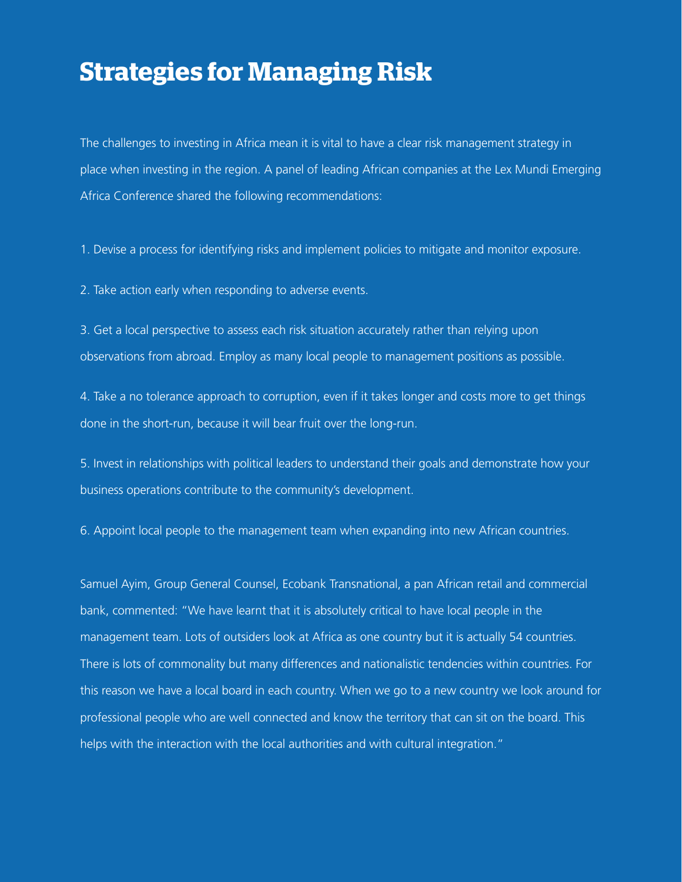# Strategies for Managing Risk

The challenges to investing in Africa mean it is vital to have a clear risk management strategy in place when investing in the region. A panel of leading African companies at the Lex Mundi Emerging Africa Conference shared the following recommendations:

1. Devise a process for identifying risks and implement policies to mitigate and monitor exposure.

2. Take action early when responding to adverse events.

3. Get a local perspective to assess each risk situation accurately rather than relying upon observations from abroad. Employ as many local people to management positions as possible.

4. Take a no tolerance approach to corruption, even if it takes longer and costs more to get things done in the short-run, because it will bear fruit over the long-run.

5. Invest in relationships with political leaders to understand their goals and demonstrate how your business operations contribute to the community's development.

6. Appoint local people to the management team when expanding into new African countries.

Samuel Ayim, Group General Counsel, Ecobank Transnational, a pan African retail and commercial bank, commented: "We have learnt that it is absolutely critical to have local people in the management team. Lots of outsiders look at Africa as one country but it is actually 54 countries. There is lots of commonality but many differences and nationalistic tendencies within countries. For this reason we have a local board in each country. When we go to a new country we look around for professional people who are well connected and know the territory that can sit on the board. This helps with the interaction with the local authorities and with cultural integration."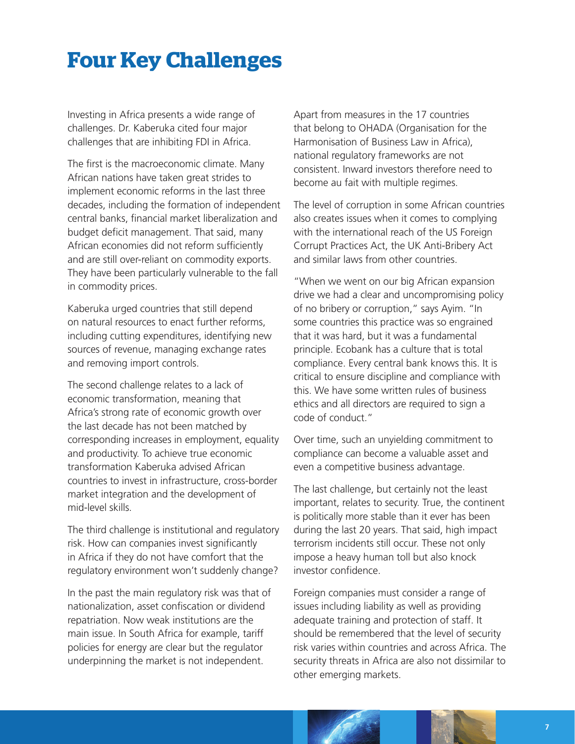# Four Key Challenges

Investing in Africa presents a wide range of challenges. Dr. Kaberuka cited four major challenges that are inhibiting FDI in Africa.

The first is the macroeconomic climate. Many African nations have taken great strides to implement economic reforms in the last three decades, including the formation of independent central banks, financial market liberalization and budget deficit management. That said, many African economies did not reform sufficiently and are still over-reliant on commodity exports. They have been particularly vulnerable to the fall in commodity prices.

Kaberuka urged countries that still depend on natural resources to enact further reforms, including cutting expenditures, identifying new sources of revenue, managing exchange rates and removing import controls.

The second challenge relates to a lack of economic transformation, meaning that Africa's strong rate of economic growth over the last decade has not been matched by corresponding increases in employment, equality and productivity. To achieve true economic transformation Kaberuka advised African countries to invest in infrastructure, cross-border market integration and the development of mid-level skills.

The third challenge is institutional and regulatory risk. How can companies invest significantly in Africa if they do not have comfort that the regulatory environment won't suddenly change?

In the past the main regulatory risk was that of nationalization, asset confiscation or dividend repatriation. Now weak institutions are the main issue. In South Africa for example, tariff policies for energy are clear but the regulator underpinning the market is not independent.

Apart from measures in the 17 countries that belong to OHADA (Organisation for the Harmonisation of Business Law in Africa), national regulatory frameworks are not consistent. Inward investors therefore need to become au fait with multiple regimes.

The level of corruption in some African countries also creates issues when it comes to complying with the international reach of the US Foreign Corrupt Practices Act, the UK Anti-Bribery Act and similar laws from other countries.

"When we went on our big African expansion drive we had a clear and uncompromising policy of no bribery or corruption," says Ayim. "In some countries this practice was so engrained that it was hard, but it was a fundamental principle. Ecobank has a culture that is total compliance. Every central bank knows this. It is critical to ensure discipline and compliance with this. We have some written rules of business ethics and all directors are required to sign a code of conduct."

Over time, such an unyielding commitment to compliance can become a valuable asset and even a competitive business advantage.

The last challenge, but certainly not the least important, relates to security. True, the continent is politically more stable than it ever has been during the last 20 years. That said, high impact terrorism incidents still occur. These not only impose a heavy human toll but also knock investor confidence.

Foreign companies must consider a range of issues including liability as well as providing adequate training and protection of staff. It should be remembered that the level of security risk varies within countries and across Africa. The security threats in Africa are also not dissimilar to other emerging markets.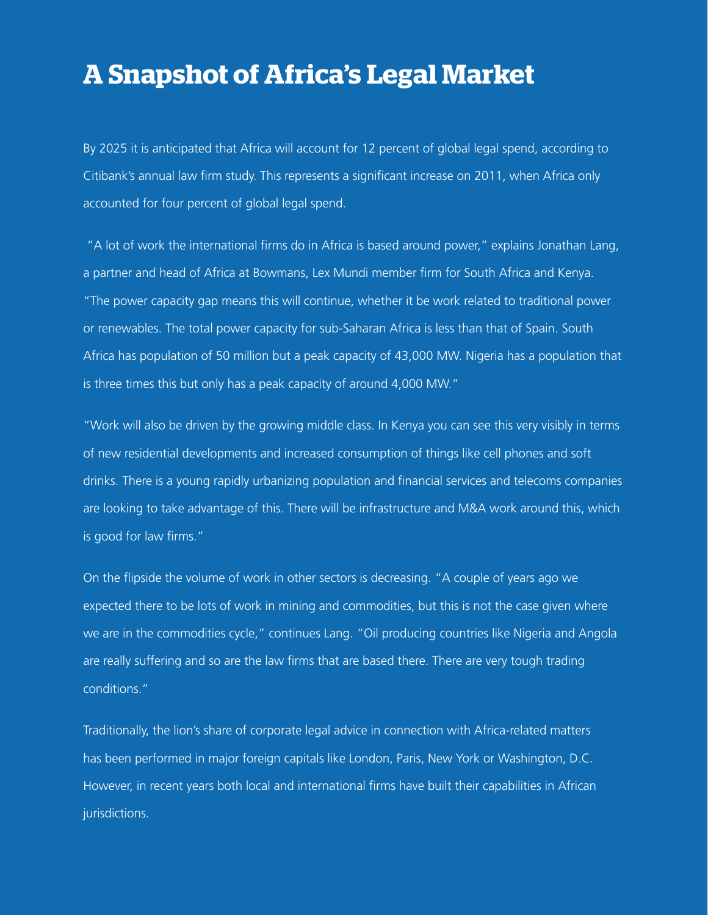# A Snapshot of Africa's Legal Market

By 2025 it is anticipated that Africa will account for 12 percent of global legal spend, according to Citibank's annual law firm study. This represents a significant increase on 2011, when Africa only accounted for four percent of global legal spend.

"A lot of work the international firms do in Africa is based around power," explains Jonathan Lang, a partner and head of Africa at Bowmans, Lex Mundi member firm for South Africa and Kenya. "The power capacity gap means this will continue, whether it be work related to traditional power or renewables. The total power capacity for sub-Saharan Africa is less than that of Spain. South Africa has population of 50 million but a peak capacity of 43,000 MW. Nigeria has a population that is three times this but only has a peak capacity of around 4,000 MW."

"Work will also be driven by the growing middle class. In Kenya you can see this very visibly in terms of new residential developments and increased consumption of things like cell phones and soft drinks. There is a young rapidly urbanizing population and financial services and telecoms companies are looking to take advantage of this. There will be infrastructure and M&A work around this, which is good for law firms."

On the flipside the volume of work in other sectors is decreasing. "A couple of years ago we expected there to be lots of work in mining and commodities, but this is not the case given where we are in the commodities cycle," continues Lang. "Oil producing countries like Nigeria and Angola are really suffering and so are the law firms that are based there. There are very tough trading conditions."

Traditionally, the lion's share of corporate legal advice in connection with Africa-related matters has been performed in major foreign capitals like London, Paris, New York or Washington, D.C. However, in recent years both local and international firms have built their capabilities in African jurisdictions.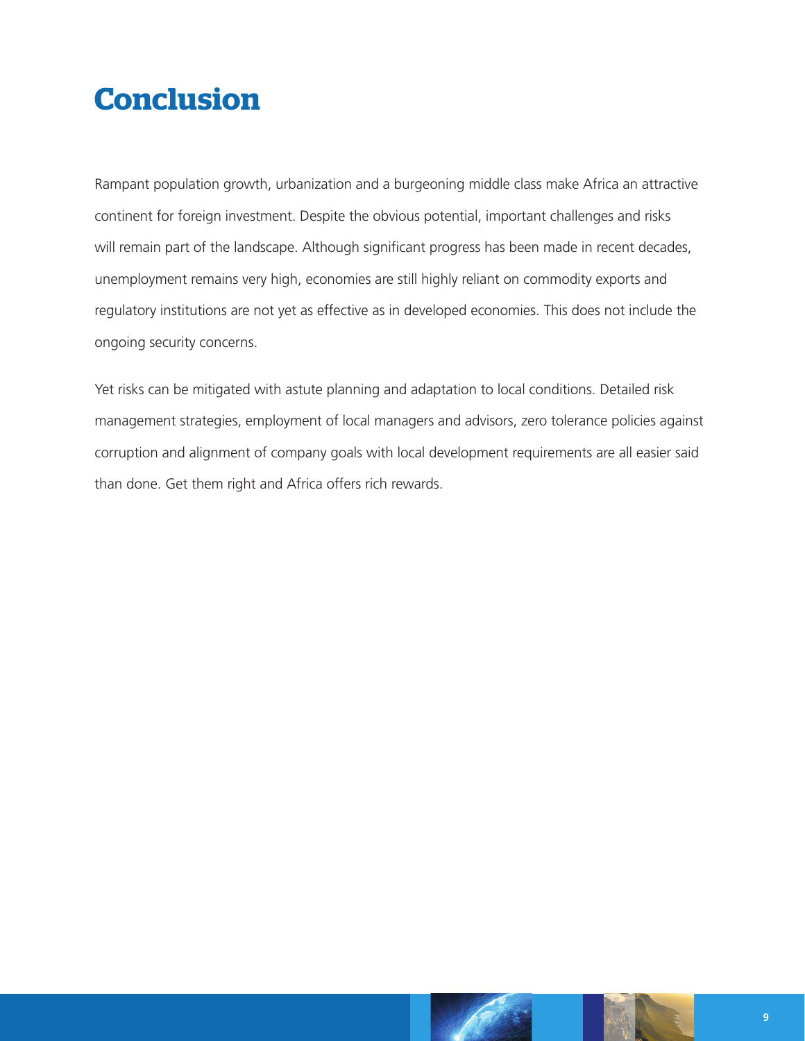# Conclusion

Rampant population growth, urbanization and a burgeoning middle class make Africa an attractive continent for foreign investment. Despite the obvious potential, important challenges and risks will remain part of the landscape. Although significant progress has been made in recent decades, unemployment remains very high, economies are still highly reliant on commodity exports and regulatory institutions are not yet as effective as in developed economies. This does not include the ongoing security concerns.

Yet risks can be mitigated with astute planning and adaptation to local conditions. Detailed risk management strategies, employment of local managers and advisors, zero tolerance policies against corruption and alignment of company goals with local development requirements are all easier said than done. Get them right and Africa offers rich rewards.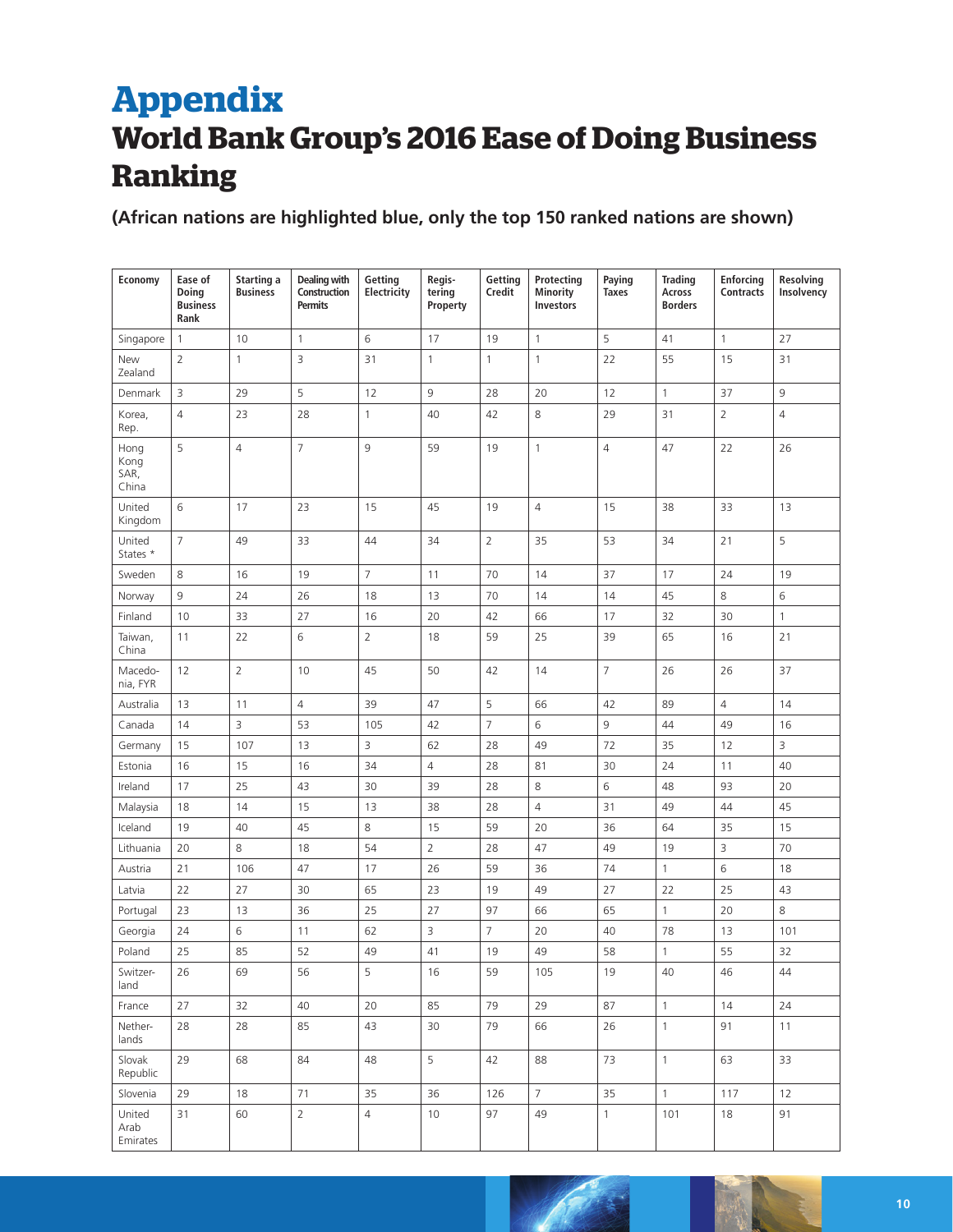# Appendix

## World Bank Group's 2016 Ease of Doing Business Ranking

**(African nations are highlighted blue, only the top 150 ranked nations are shown)**

| Economy | Ease of Doing Business Rank | Starting a Business | Dealing with Construction Permits | Getting Electricity | Regis-tering Property | Getting Credit | Protecting Minority Investors | Paying Taxes | Trading Across Borders | Enforcing Contracts | Resolving Insolvency |
|---|---|---|---|---|---|---|---|---|---|---|---|
| Singapore | 1 | 10 | 1 | 6 | 17 | 19 | 1 | 5 | 41 | 1 | 27 |
| New Zealand | 2 | 1 | 3 | 31 | 1 | 1 | 1 | 22 | 55 | 15 | 31 |
| Denmark | 3 | 29 | 5 | 12 | 9 | 28 | 20 | 12 | 1 | 37 | 9 |
| Korea, Rep. | 4 | 23 | 28 | 1 | 40 | 42 | 8 | 29 | 31 | 2 | 4 |
| Hong Kong SAR, China | 5 | 4 | 7 | 9 | 59 | 19 | 1 | 4 | 47 | 22 | 26 |
| United Kingdom | 6 | 17 | 23 | 15 | 45 | 19 | 4 | 15 | 38 | 33 | 13 |
| United States * | 7 | 49 | 33 | 44 | 34 | 2 | 35 | 53 | 34 | 21 | 5 |
| Sweden | 8 | 16 | 19 | 7 | 11 | 70 | 14 | 37 | 17 | 24 | 19 |
| Norway | 9 | 24 | 26 | 18 | 13 | 70 | 14 | 14 | 45 | 8 | 6 |
| Finland | 10 | 33 | 27 | 16 | 20 | 42 | 66 | 17 | 32 | 30 | 1 |
| Taiwan, China | 11 | 22 | 6 | 2 | 18 | 59 | 25 | 39 | 65 | 16 | 21 |
| Macedo-nia, FYR | 12 | 2 | 10 | 45 | 50 | 42 | 14 | 7 | 26 | 26 | 37 |
| Australia | 13 | 11 | 4 | 39 | 47 | 5 | 66 | 42 | 89 | 4 | 14 |
| Canada | 14 | 3 | 53 | 105 | 42 | 7 | 6 | 9 | 44 | 49 | 16 |
| Germany | 15 | 107 | 13 | 3 | 62 | 28 | 49 | 72 | 35 | 12 | 3 |
| Estonia | 16 | 15 | 16 | 34 | 4 | 28 | 81 | 30 | 24 | 11 | 40 |
| Ireland | 17 | 25 | 43 | 30 | 39 | 28 | 8 | 6 | 48 | 93 | 20 |
| Malaysia | 18 | 14 | 15 | 13 | 38 | 28 | 4 | 31 | 49 | 44 | 45 |
| Iceland | 19 | 40 | 45 | 8 | 15 | 59 | 20 | 36 | 64 | 35 | 15 |
| Lithuania | 20 | 8 | 18 | 54 | 2 | 28 | 47 | 49 | 19 | 3 | 70 |
| Austria | 21 | 106 | 47 | 17 | 26 | 59 | 36 | 74 | 1 | 6 | 18 |
| Latvia | 22 | 27 | 30 | 65 | 23 | 19 | 49 | 27 | 22 | 25 | 43 |
| Portugal | 23 | 13 | 36 | 25 | 27 | 97 | 66 | 65 | 1 | 20 | 8 |
| Georgia | 24 | 6 | 11 | 62 | 3 | 7 | 20 | 40 | 78 | 13 | 101 |
| Poland | 25 | 85 | 52 | 49 | 41 | 19 | 49 | 58 | 1 | 55 | 32 |
| Switzer-land | 26 | 69 | 56 | 5 | 16 | 59 | 105 | 19 | 40 | 46 | 44 |
| France | 27 | 32 | 40 | 20 | 85 | 79 | 29 | 87 | 1 | 14 | 24 |
| Nether-lands | 28 | 28 | 85 | 43 | 30 | 79 | 66 | 26 | 1 | 91 | 11 |
| Slovak Republic | 29 | 68 | 84 | 48 | 5 | 42 | 88 | 73 | 1 | 63 | 33 |
| Slovenia | 29 | 18 | 71 | 35 | 36 | 126 | 7 | 35 | 1 | 117 | 12 |
| United Arab Emirates | 31 | 60 | 2 | 4 | 10 | 97 | 49 | 1 | 101 | 18 | 91 |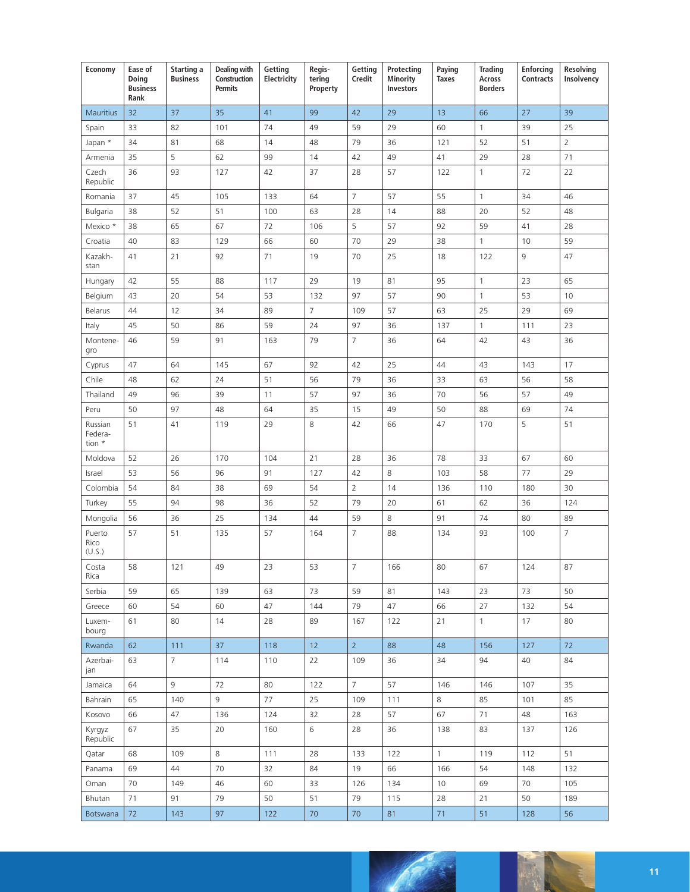| Economy | Ease of Doing Business Rank | Starting a Business | Dealing with Construction Permits | Getting Electricity | Regis-tering Property | Getting Credit | Protecting Minority Investors | Paying Taxes | Trading Across Borders | Enforcing Contracts | Resolving Insolvency |
|---|---|---|---|---|---|---|---|---|---|---|---|
| Mauritius | 32 | 37 | 35 | 41 | 99 | 42 | 29 | 13 | 66 | 27 | 39 |
| Spain | 33 | 82 | 101 | 74 | 49 | 59 | 29 | 60 | 1 | 39 | 25 |
| Japan * | 34 | 81 | 68 | 14 | 48 | 79 | 36 | 121 | 52 | 51 | 2 |
| Armenia | 35 | 5 | 62 | 99 | 14 | 42 | 49 | 41 | 29 | 28 | 71 |
| Czech Republic | 36 | 93 | 127 | 42 | 37 | 28 | 57 | 122 | 1 | 72 | 22 |
| Romania | 37 | 45 | 105 | 133 | 64 | 7 | 57 | 55 | 1 | 34 | 46 |
| Bulgaria | 38 | 52 | 51 | 100 | 63 | 28 | 14 | 88 | 20 | 52 | 48 |
| Mexico * | 38 | 65 | 67 | 72 | 106 | 5 | 57 | 92 | 59 | 41 | 28 |
| Croatia | 40 | 83 | 129 | 66 | 60 | 70 | 29 | 38 | 1 | 10 | 59 |
| Kazakh-stan | 41 | 21 | 92 | 71 | 19 | 70 | 25 | 18 | 122 | 9 | 47 |
| Hungary | 42 | 55 | 88 | 117 | 29 | 19 | 81 | 95 | 1 | 23 | 65 |
| Belgium | 43 | 20 | 54 | 53 | 132 | 97 | 57 | 90 | 1 | 53 | 10 |
| Belarus | 44 | 12 | 34 | 89 | 7 | 109 | 57 | 63 | 25 | 29 | 69 |
| Italy | 45 | 50 | 86 | 59 | 24 | 97 | 36 | 137 | 1 | 111 | 23 |
| Montene-gro | 46 | 59 | 91 | 163 | 79 | 7 | 36 | 64 | 42 | 43 | 36 |
| Cyprus | 47 | 64 | 145 | 67 | 92 | 42 | 25 | 44 | 43 | 143 | 17 |
| Chile | 48 | 62 | 24 | 51 | 56 | 79 | 36 | 33 | 63 | 56 | 58 |
| Thailand | 49 | 96 | 39 | 11 | 57 | 97 | 36 | 70 | 56 | 57 | 49 |
| Peru | 50 | 97 | 48 | 64 | 35 | 15 | 49 | 50 | 88 | 69 | 74 |
| Russian Federa-tion * | 51 | 41 | 119 | 29 | 8 | 42 | 66 | 47 | 170 | 5 | 51 |
| Moldova | 52 | 26 | 170 | 104 | 21 | 28 | 36 | 78 | 33 | 67 | 60 |
| Israel | 53 | 56 | 96 | 91 | 127 | 42 | 8 | 103 | 58 | 77 | 29 |
| Colombia | 54 | 84 | 38 | 69 | 54 | 2 | 14 | 136 | 110 | 180 | 30 |
| Turkey | 55 | 94 | 98 | 36 | 52 | 79 | 20 | 61 | 62 | 36 | 124 |
| Mongolia | 56 | 36 | 25 | 134 | 44 | 59 | 8 | 91 | 74 | 80 | 89 |
| Puerto Rico (U.S.) | 57 | 51 | 135 | 57 | 164 | 7 | 88 | 134 | 93 | 100 | 7 |
| Costa Rica | 58 | 121 | 49 | 23 | 53 | 7 | 166 | 80 | 67 | 124 | 87 |
| Serbia | 59 | 65 | 139 | 63 | 73 | 59 | 81 | 143 | 23 | 73 | 50 |
| Greece | 60 | 54 | 60 | 47 | 144 | 79 | 47 | 66 | 27 | 132 | 54 |
| Luxem-bourg | 61 | 80 | 14 | 28 | 89 | 167 | 122 | 21 | 1 | 17 | 80 |
| Rwanda | 62 | 111 | 37 | 118 | 12 | 2 | 88 | 48 | 156 | 127 | 72 |
| Azerbai-jan | 63 | 7 | 114 | 110 | 22 | 109 | 36 | 34 | 94 | 40 | 84 |
| Jamaica | 64 | 9 | 72 | 80 | 122 | 7 | 57 | 146 | 146 | 107 | 35 |
| Bahrain | 65 | 140 | 9 | 77 | 25 | 109 | 111 | 8 | 85 | 101 | 85 |
| Kosovo | 66 | 47 | 136 | 124 | 32 | 28 | 57 | 67 | 71 | 48 | 163 |
| Kyrgyz Republic | 67 | 35 | 20 | 160 | 6 | 28 | 36 | 138 | 83 | 137 | 126 |
| Qatar | 68 | 109 | 8 | 111 | 28 | 133 | 122 | 1 | 119 | 112 | 51 |
| Panama | 69 | 44 | 70 | 32 | 84 | 19 | 66 | 166 | 54 | 148 | 132 |
| Oman | 70 | 149 | 46 | 60 | 33 | 126 | 134 | 10 | 69 | 70 | 105 |
| Bhutan | 71 | 91 | 79 | 50 | 51 | 79 | 115 | 28 | 21 | 50 | 189 |
| Botswana | 72 | 143 | 97 | 122 | 70 | 70 | 81 | 71 | 51 | 128 | 56 |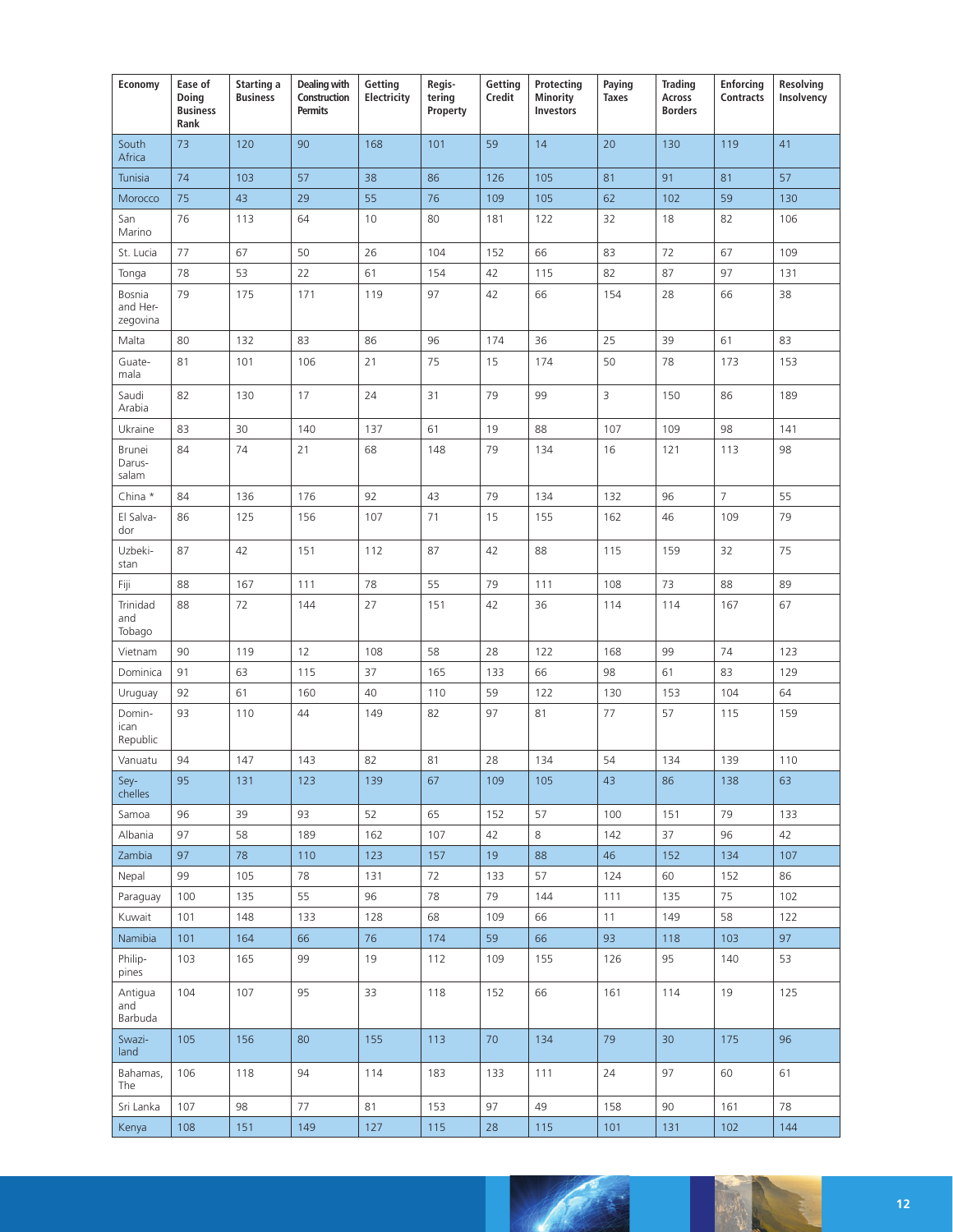| Economy | Ease of Doing Business Rank | Starting a Business | Dealing with Construction Permits | Getting Electricity | Registering Property | Getting Credit | Protecting Minority Investors | Paying Taxes | Trading Across Borders | Enforcing Contracts | Resolving Insolvency |
|---|---|---|---|---|---|---|---|---|---|---|---|
| South Africa | 73 | 120 | 90 | 168 | 101 | 59 | 14 | 20 | 130 | 119 | 41 |
| Tunisia | 74 | 103 | 57 | 38 | 86 | 126 | 105 | 81 | 91 | 81 | 57 |
| Morocco | 75 | 43 | 29 | 55 | 76 | 109 | 105 | 62 | 102 | 59 | 130 |
| San Marino | 76 | 113 | 64 | 10 | 80 | 181 | 122 | 32 | 18 | 82 | 106 |
| St. Lucia | 77 | 67 | 50 | 26 | 104 | 152 | 66 | 83 | 72 | 67 | 109 |
| Tonga | 78 | 53 | 22 | 61 | 154 | 42 | 115 | 82 | 87 | 97 | 131 |
| Bosnia and Herzegovina | 79 | 175 | 171 | 119 | 97 | 42 | 66 | 154 | 28 | 66 | 38 |
| Malta | 80 | 132 | 83 | 86 | 96 | 174 | 36 | 25 | 39 | 61 | 83 |
| Guatemala | 81 | 101 | 106 | 21 | 75 | 15 | 174 | 50 | 78 | 173 | 153 |
| Saudi Arabia | 82 | 130 | 17 | 24 | 31 | 79 | 99 | 3 | 150 | 86 | 189 |
| Ukraine | 83 | 30 | 140 | 137 | 61 | 19 | 88 | 107 | 109 | 98 | 141 |
| Brunei Darussalam | 84 | 74 | 21 | 68 | 148 | 79 | 134 | 16 | 121 | 113 | 98 |
| China * | 84 | 136 | 176 | 92 | 43 | 79 | 134 | 132 | 96 | 7 | 55 |
| El Salvador | 86 | 125 | 156 | 107 | 71 | 15 | 155 | 162 | 46 | 109 | 79 |
| Uzbekistan | 87 | 42 | 151 | 112 | 87 | 42 | 88 | 115 | 159 | 32 | 75 |
| Fiji | 88 | 167 | 111 | 78 | 55 | 79 | 111 | 108 | 73 | 88 | 89 |
| Trinidad and Tobago | 88 | 72 | 144 | 27 | 151 | 42 | 36 | 114 | 114 | 167 | 67 |
| Vietnam | 90 | 119 | 12 | 108 | 58 | 28 | 122 | 168 | 99 | 74 | 123 |
| Dominica | 91 | 63 | 115 | 37 | 165 | 133 | 66 | 98 | 61 | 83 | 129 |
| Uruguay | 92 | 61 | 160 | 40 | 110 | 59 | 122 | 130 | 153 | 104 | 64 |
| Dominican Republic | 93 | 110 | 44 | 149 | 82 | 97 | 81 | 77 | 57 | 115 | 159 |
| Vanuatu | 94 | 147 | 143 | 82 | 81 | 28 | 134 | 54 | 134 | 139 | 110 |
| Seychelles | 95 | 131 | 123 | 139 | 67 | 109 | 105 | 43 | 86 | 138 | 63 |
| Samoa | 96 | 39 | 93 | 52 | 65 | 152 | 57 | 100 | 151 | 79 | 133 |
| Albania | 97 | 58 | 189 | 162 | 107 | 42 | 8 | 142 | 37 | 96 | 42 |
| Zambia | 97 | 78 | 110 | 123 | 157 | 19 | 88 | 46 | 152 | 134 | 107 |
| Nepal | 99 | 105 | 78 | 131 | 72 | 133 | 57 | 124 | 60 | 152 | 86 |
| Paraguay | 100 | 135 | 55 | 96 | 78 | 79 | 144 | 111 | 135 | 75 | 102 |
| Kuwait | 101 | 148 | 133 | 128 | 68 | 109 | 66 | 11 | 149 | 58 | 122 |
| Namibia | 101 | 164 | 66 | 76 | 174 | 59 | 66 | 93 | 118 | 103 | 97 |
| Philippines | 103 | 165 | 99 | 19 | 112 | 109 | 155 | 126 | 95 | 140 | 53 |
| Antigua and Barbuda | 104 | 107 | 95 | 33 | 118 | 152 | 66 | 161 | 114 | 19 | 125 |
| Swaziland | 105 | 156 | 80 | 155 | 113 | 70 | 134 | 79 | 30 | 175 | 96 |
| Bahamas, The | 106 | 118 | 94 | 114 | 183 | 133 | 111 | 24 | 97 | 60 | 61 |
| Sri Lanka | 107 | 98 | 77 | 81 | 153 | 97 | 49 | 158 | 90 | 161 | 78 |
| Kenya | 108 | 151 | 149 | 127 | 115 | 28 | 115 | 101 | 131 | 102 | 144 |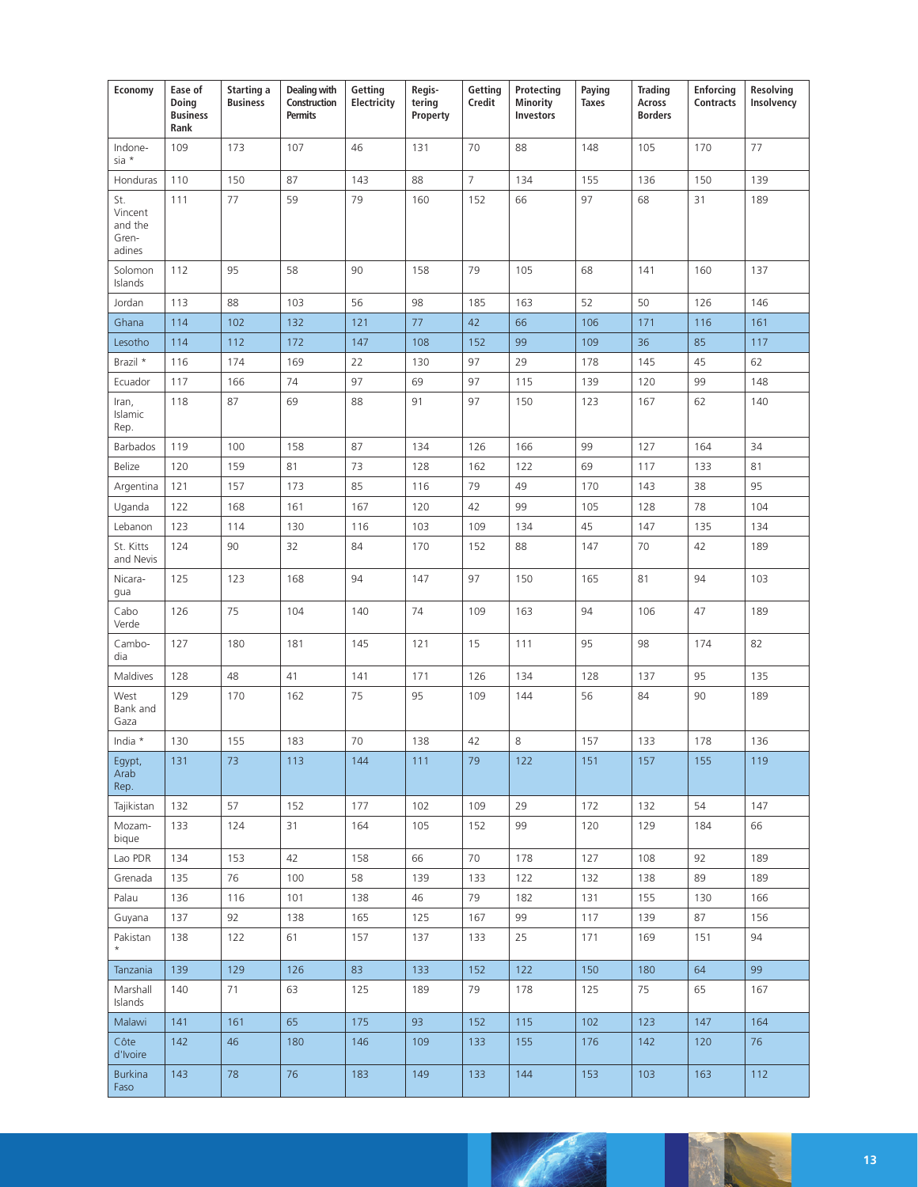| Economy | Ease of Doing Business Rank | Starting a Business | Dealing with Construction Permits | Getting Electricity | Registering Property | Getting Credit | Protecting Minority Investors | Paying Taxes | Trading Across Borders | Enforcing Contracts | Resolving Insolvency |
|---|---|---|---|---|---|---|---|---|---|---|---|
| Indonesia * | 109 | 173 | 107 | 46 | 131 | 70 | 88 | 148 | 105 | 170 | 77 |
| Honduras | 110 | 150 | 87 | 143 | 88 | 7 | 134 | 155 | 136 | 150 | 139 |
| St. Vincent and the Grenadines | 111 | 77 | 59 | 79 | 160 | 152 | 66 | 97 | 68 | 31 | 189 |
| Solomon Islands | 112 | 95 | 58 | 90 | 158 | 79 | 105 | 68 | 141 | 160 | 137 |
| Jordan | 113 | 88 | 103 | 56 | 98 | 185 | 163 | 52 | 50 | 126 | 146 |
| Ghana | 114 | 102 | 132 | 121 | 77 | 42 | 66 | 106 | 171 | 116 | 161 |
| Lesotho | 114 | 112 | 172 | 147 | 108 | 152 | 99 | 109 | 36 | 85 | 117 |
| Brazil * | 116 | 174 | 169 | 22 | 130 | 97 | 29 | 178 | 145 | 45 | 62 |
| Ecuador | 117 | 166 | 74 | 97 | 69 | 97 | 115 | 139 | 120 | 99 | 148 |
| Iran, Islamic Rep. | 118 | 87 | 69 | 88 | 91 | 97 | 150 | 123 | 167 | 62 | 140 |
| Barbados | 119 | 100 | 158 | 87 | 134 | 126 | 166 | 99 | 127 | 164 | 34 |
| Belize | 120 | 159 | 81 | 73 | 128 | 162 | 122 | 69 | 117 | 133 | 81 |
| Argentina | 121 | 157 | 173 | 85 | 116 | 79 | 49 | 170 | 143 | 38 | 95 |
| Uganda | 122 | 168 | 161 | 167 | 120 | 42 | 99 | 105 | 128 | 78 | 104 |
| Lebanon | 123 | 114 | 130 | 116 | 103 | 109 | 134 | 45 | 147 | 135 | 134 |
| St. Kitts and Nevis | 124 | 90 | 32 | 84 | 170 | 152 | 88 | 147 | 70 | 42 | 189 |
| Nicaragua | 125 | 123 | 168 | 94 | 147 | 97 | 150 | 165 | 81 | 94 | 103 |
| Cabo Verde | 126 | 75 | 104 | 140 | 74 | 109 | 163 | 94 | 106 | 47 | 189 |
| Cambodia | 127 | 180 | 181 | 145 | 121 | 15 | 111 | 95 | 98 | 174 | 82 |
| Maldives | 128 | 48 | 41 | 141 | 171 | 126 | 134 | 128 | 137 | 95 | 135 |
| West Bank and Gaza | 129 | 170 | 162 | 75 | 95 | 109 | 144 | 56 | 84 | 90 | 189 |
| India * | 130 | 155 | 183 | 70 | 138 | 42 | 8 | 157 | 133 | 178 | 136 |
| Egypt, Arab Rep. | 131 | 73 | 113 | 144 | 111 | 79 | 122 | 151 | 157 | 155 | 119 |
| Tajikistan | 132 | 57 | 152 | 177 | 102 | 109 | 29 | 172 | 132 | 54 | 147 |
| Mozambique | 133 | 124 | 31 | 164 | 105 | 152 | 99 | 120 | 129 | 184 | 66 |
| Lao PDR | 134 | 153 | 42 | 158 | 66 | 70 | 178 | 127 | 108 | 92 | 189 |
| Grenada | 135 | 76 | 100 | 58 | 139 | 133 | 122 | 132 | 138 | 89 | 189 |
| Palau | 136 | 116 | 101 | 138 | 46 | 79 | 182 | 131 | 155 | 130 | 166 |
| Guyana | 137 | 92 | 138 | 165 | 125 | 167 | 99 | 117 | 139 | 87 | 156 |
| Pakistan * | 138 | 122 | 61 | 157 | 137 | 133 | 25 | 171 | 169 | 151 | 94 |
| Tanzania | 139 | 129 | 126 | 83 | 133 | 152 | 122 | 150 | 180 | 64 | 99 |
| Marshall Islands | 140 | 71 | 63 | 125 | 189 | 79 | 178 | 125 | 75 | 65 | 167 |
| Malawi | 141 | 161 | 65 | 175 | 93 | 152 | 115 | 102 | 123 | 147 | 164 |
| Côte d'Ivoire | 142 | 46 | 180 | 146 | 109 | 133 | 155 | 176 | 142 | 120 | 76 |
| Burkina Faso | 143 | 78 | 76 | 183 | 149 | 133 | 144 | 153 | 103 | 163 | 112 |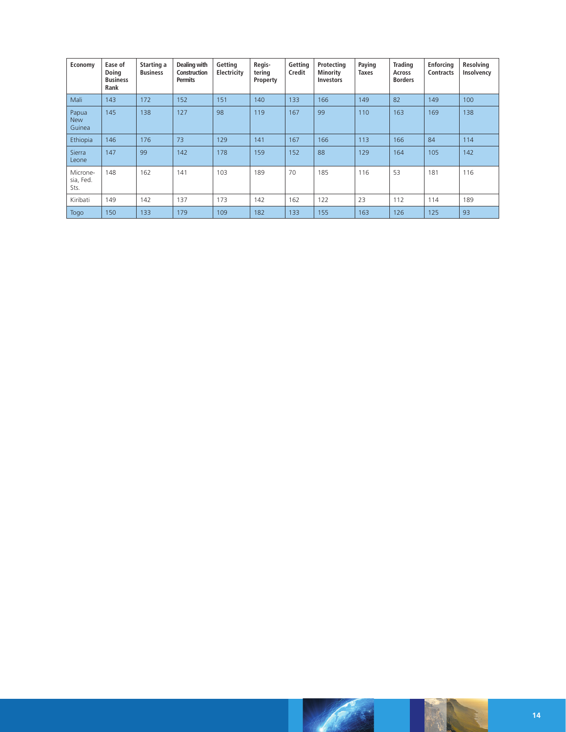| Economy | Ease of Doing Business Rank | Starting a Business | Dealing with Construction Permits | Getting Electricity | Regis-tering Property | Getting Credit | Protecting Minority Investors | Paying Taxes | Trading Across Borders | Enforcing Contracts | Resolving Insolvency |
|---|---|---|---|---|---|---|---|---|---|---|---|
| Mali | 143 | 172 | 152 | 151 | 140 | 133 | 166 | 149 | 82 | 149 | 100 |
| Papua New Guinea | 145 | 138 | 127 | 98 | 119 | 167 | 99 | 110 | 163 | 169 | 138 |
| Ethiopia | 146 | 176 | 73 | 129 | 141 | 167 | 166 | 113 | 166 | 84 | 114 |
| Sierra Leone | 147 | 99 | 142 | 178 | 159 | 152 | 88 | 129 | 164 | 105 | 142 |
| Microne-sia, Fed. Sts. | 148 | 162 | 141 | 103 | 189 | 70 | 185 | 116 | 53 | 181 | 116 |
| Kiribati | 149 | 142 | 137 | 173 | 142 | 162 | 122 | 23 | 112 | 114 | 189 |
| Togo | 150 | 133 | 179 | 109 | 182 | 133 | 155 | 163 | 126 | 125 | 93 |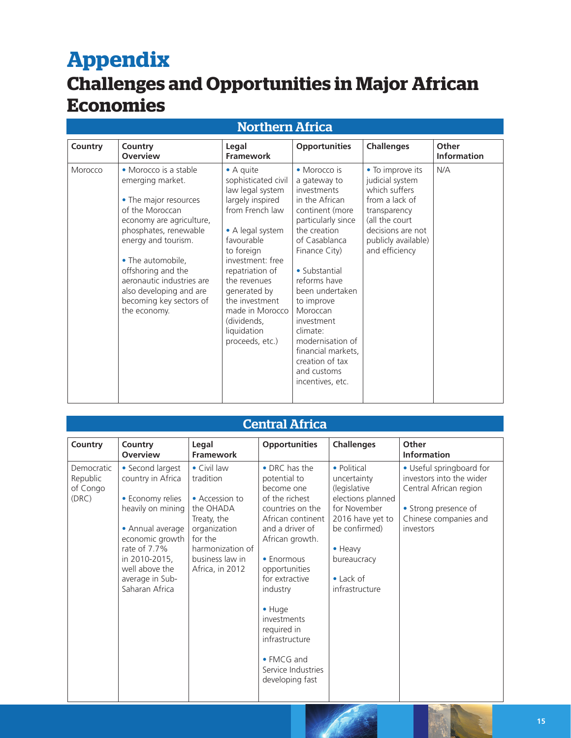# Appendix

## Challenges and Opportunities in Major African Economies

### Northern Africa

| Country | Country Overview | Legal Framework | Opportunities | Challenges | Other Information |
|---|---|---|---|---|---|
| Morocco | • Morocco is a stable emerging market.<br><br>• The major resources of the Moroccan economy are agriculture, phosphates, renewable energy and tourism.<br><br>• The automobile, offshoring and the aeronautic industries are also developing and are becoming key sectors of the economy. | • A quite sophisticated civil law legal system largely inspired from French law<br><br>• A legal system favourable to foreign investment: free repatriation of the revenues generated by the investment made in Morocco (dividends, liquidation proceeds, etc.) | • Morocco is a gateway to investments in the African continent (more particularly since the creation of Casablanca Finance City)<br><br>• Substantial reforms have been undertaken to improve Moroccan investment climate: modernisation of financial markets, creation of tax and customs incentives, etc. | • To improve its judicial system which suffers from a lack of transparency (all the court decisions are not publicly available) and efficiency | N/A |

### Central Africa

| Country | Country Overview | Legal Framework | Opportunities | Challenges | Other Information |
|---|---|---|---|---|---|
| Democratic Republic of Congo (DRC) | • Second largest country in Africa<br><br>• Economy relies heavily on mining<br><br>• Annual average economic growth rate of 7.7% in 2010-2015, well above the average in Sub-Saharan Africa | • Civil law tradition<br><br>• Accession to the OHADA Treaty, the organization for the harmonization of business law in Africa, in 2012 | • DRC has the potential to become one of the richest countries on the African continent and a driver of African growth.<br><br>• Enormous opportunities for extractive industry<br><br>• Huge investments required in infrastructure<br><br>• FMCG and Service Industries developing fast | • Political uncertainty (legislative elections planned for November 2016 have yet to be confirmed)<br><br>• Heavy bureaucracy<br><br>• Lack of infrastructure | • Useful springboard for investors into the wider Central African region<br><br>• Strong presence of Chinese companies and investors |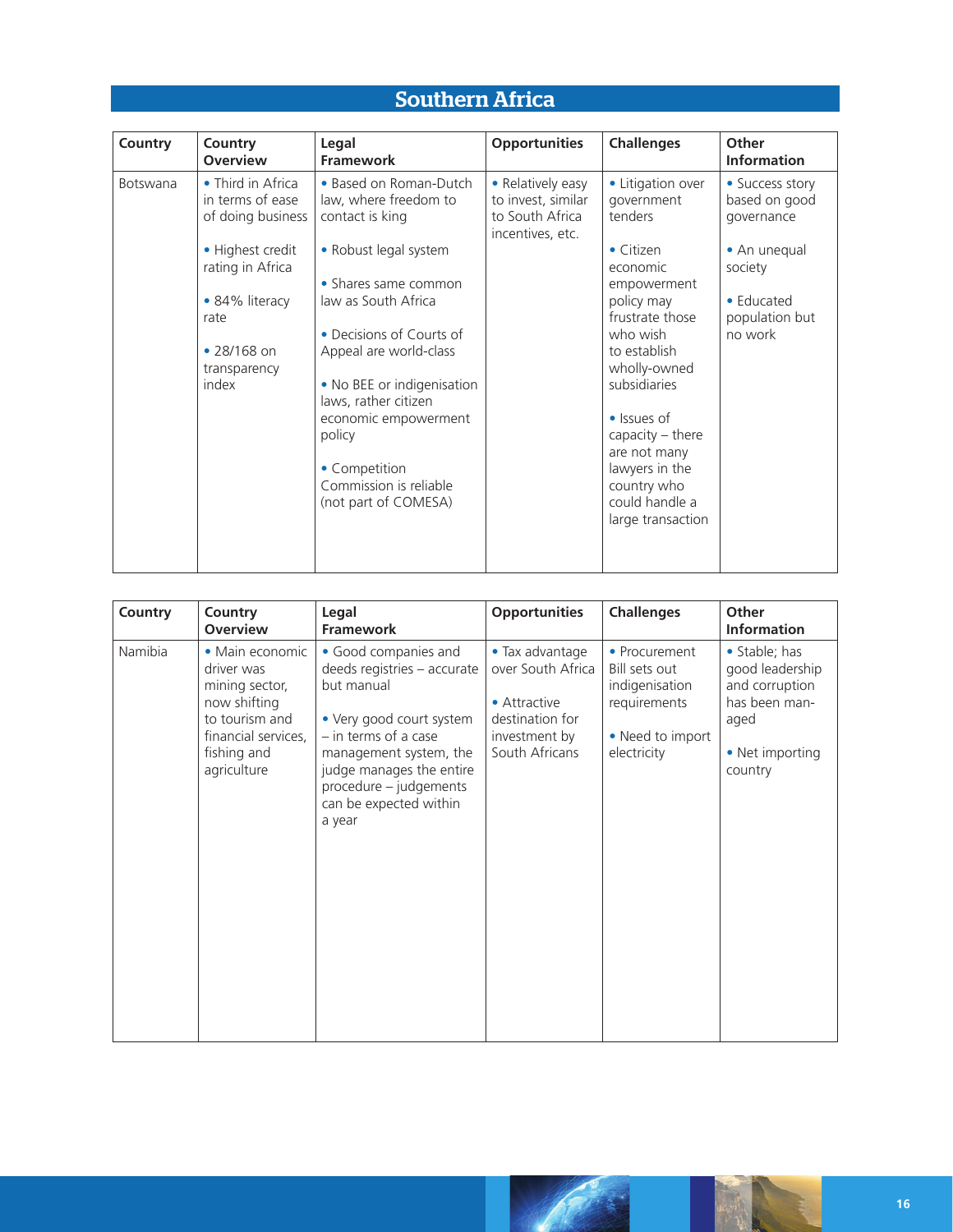## Southern Africa

| Country | Country Overview | Legal Framework | Opportunities | Challenges | Other Information |
|---|---|---|---|---|---|
| Botswana | • Third in Africa in terms of ease of doing business<br><br>• Highest credit rating in Africa<br><br>• 84% literacy rate<br><br>• 28/168 on transparency index | • Based on Roman-Dutch law, where freedom to contact is king<br><br>• Robust legal system<br><br>• Shares same common law as South Africa<br><br>• Decisions of Courts of Appeal are world-class<br><br>• No BEE or indigenisation laws, rather citizen economic empowerment policy<br><br>• Competition Commission is reliable (not part of COMESA) | • Relatively easy to invest, similar to South Africa incentives, etc. | • Litigation over government tenders<br><br>• Citizen economic empowerment policy may frustrate those who wish to establish wholly-owned subsidiaries<br><br>• Issues of capacity – there are not many lawyers in the country who could handle a large transaction | • Success story based on good governance<br><br>• An unequal society<br><br>• Educated population but no work |

| Country | Country Overview | Legal Framework | Opportunities | Challenges | Other Information |
|---|---|---|---|---|---|
| Namibia | • Main economic driver was mining sector, now shifting to tourism and financial services, fishing and agriculture | • Good companies and deeds registries – accurate but manual<br><br>• Very good court system – in terms of a case management system, the judge manages the entire procedure – judgements can be expected within a year | • Tax advantage over South Africa<br><br>• Attractive destination for investment by South Africans | • Procurement Bill sets out indigenisation requirements<br><br>• Need to import electricity | • Stable; has good leadership and corruption has been managed<br><br>• Net importing country |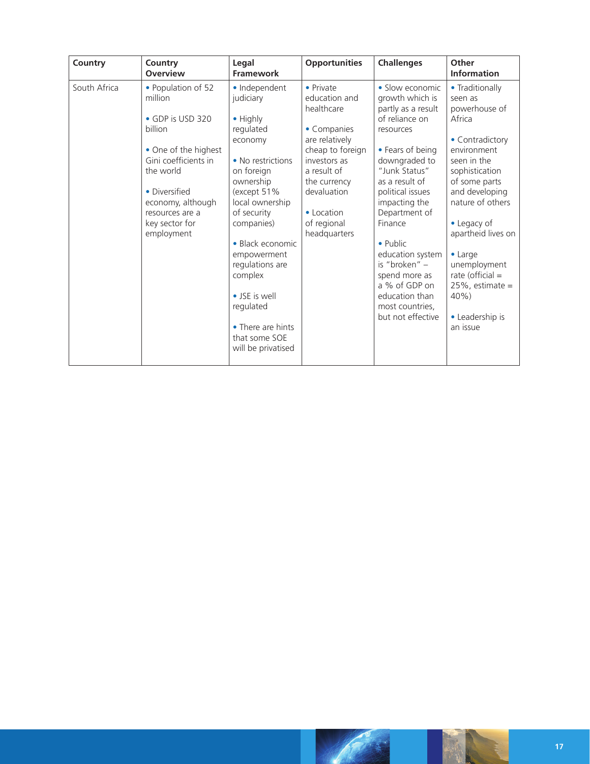| Country | Country Overview | Legal Framework | Opportunities | Challenges | Other Information |
|---|---|---|---|---|---|
| South Africa | • Population of 52 million<br><br>• GDP is USD 320 billion<br><br>• One of the highest Gini coefficients in the world<br><br>• Diversified economy, although resources are a key sector for employment | • Independent judiciary<br><br>• Highly regulated economy<br><br>• No restrictions on foreign ownership (except 51% local ownership of security companies)<br><br>• Black economic empowerment regulations are complex<br><br>• JSE is well regulated<br><br>• There are hints that some SOE will be privatised | • Private education and healthcare<br><br>• Companies are relatively cheap to foreign investors as a result of the currency devaluation<br><br>• Location of regional headquarters | • Slow economic growth which is partly as a result of reliance on resources<br><br>• Fears of being downgraded to "Junk Status" as a result of political issues impacting the Department of Finance<br><br>• Public education system is "broken" – spend more as a % of GDP on education than most countries, but not effective | • Traditionally seen as powerhouse of Africa<br><br>• Contradictory environment seen in the sophistication of some parts and developing nature of others<br><br>• Legacy of apartheid lives on<br><br>• Large unemployment rate (official = 25%, estimate = 40%)<br><br>• Leadership is an issue |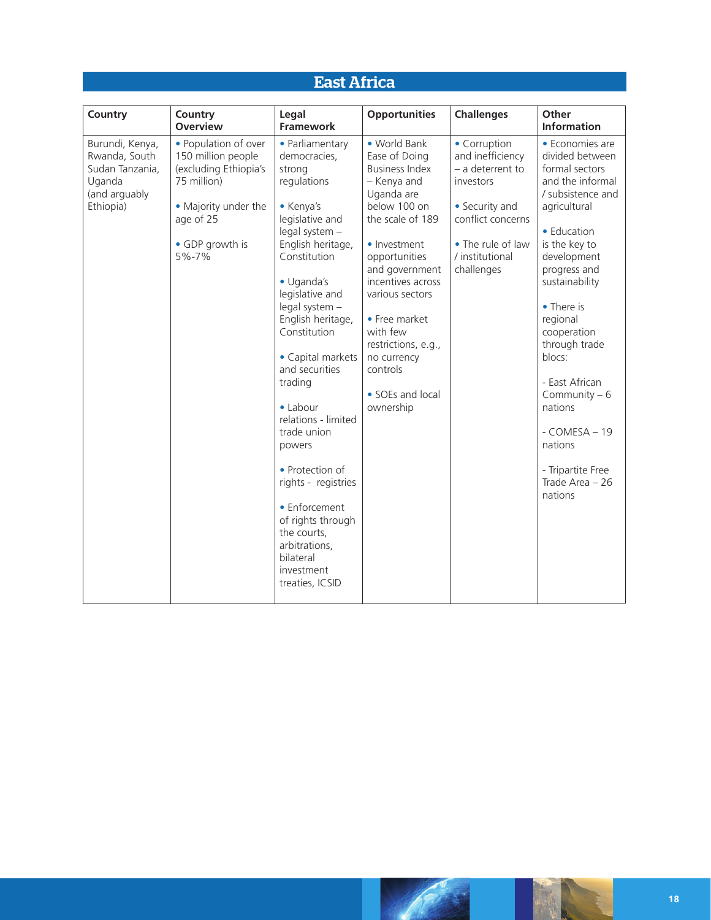## East Africa

| Country | Country Overview | Legal Framework | Opportunities | Challenges | Other Information |
|---|---|---|---|---|---|
| Burundi, Kenya, Rwanda, South Sudan Tanzania, Uganda (and arguably Ethiopia) | • Population of over 150 million people (excluding Ethiopia's 75 million)<br><br>• Majority under the age of 25<br><br>• GDP growth is 5%-7% | • Parliamentary democracies, strong regulations<br><br>• Kenya's legislative and legal system – English heritage, Constitution<br><br>• Uganda's legislative and legal system – English heritage, Constitution<br><br>• Capital markets and securities trading<br><br>• Labour relations - limited trade union powers<br><br>• Protection of rights - registries<br><br>• Enforcement of rights through the courts, arbitrations, bilateral investment treaties, ICSID | • World Bank Ease of Doing Business Index – Kenya and Uganda are below 100 on the scale of 189<br><br>• Investment opportunities and government incentives across various sectors<br><br>• Free market with few restrictions, e.g., no currency controls<br><br>• SOEs and local ownership | • Corruption and inefficiency – a deterrent to investors<br><br>• Security and conflict concerns<br><br>• The rule of law / institutional challenges | • Economies are divided between formal sectors and the informal / subsistence and agricultural<br><br>• Education is the key to development progress and sustainability<br><br>• There is regional cooperation through trade blocs:<br><br>- East African Community – 6 nations<br><br>- COMESA – 19 nations<br><br>- Tripartite Free Trade Area – 26 nations |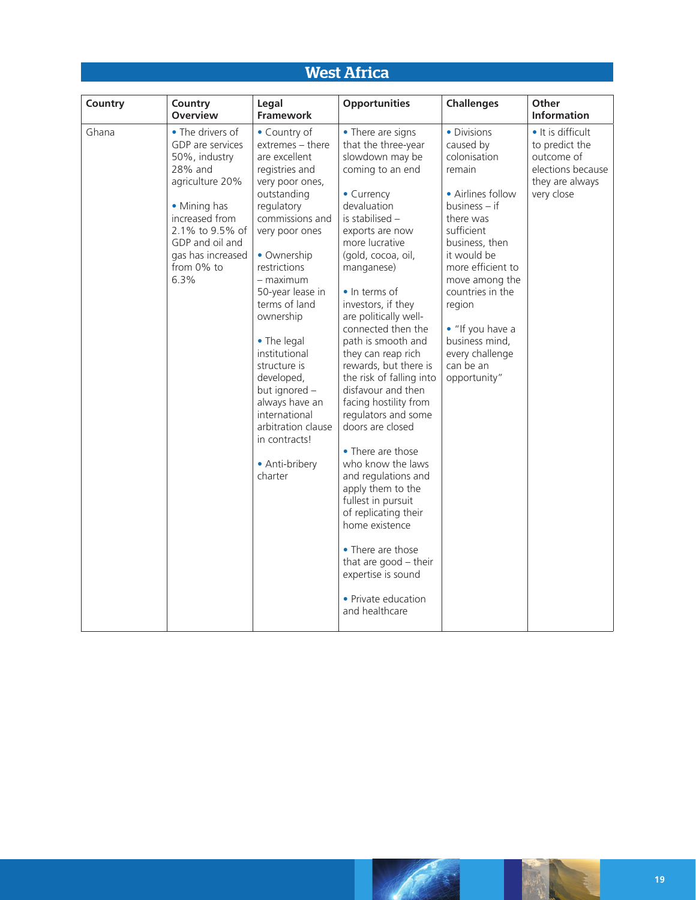## West Africa

| Country | Country Overview | Legal Framework | Opportunities | Challenges | Other Information |
|---|---|---|---|---|---|
| Ghana | • The drivers of GDP are services 50%, industry 28% and agriculture 20%<br><br>• Mining has increased from 2.1% to 9.5% of GDP and oil and gas has increased from 0% to 6.3% | • Country of extremes – there are excellent registries and very poor ones, outstanding regulatory commissions and very poor ones<br><br>• Ownership restrictions – maximum 50-year lease in terms of land ownership<br><br>• The legal institutional structure is developed, but ignored – always have an international arbitration clause in contracts!<br><br>• Anti-bribery charter | • There are signs that the three-year slowdown may be coming to an end<br><br>• Currency devaluation is stabilised – exports are now more lucrative (gold, cocoa, oil, manganese)<br><br>• In terms of investors, if they are politically well-connected then the path is smooth and they can reap rich rewards, but there is the risk of falling into disfavour and then facing hostility from regulators and some doors are closed<br><br>• There are those who know the laws and regulations and apply them to the fullest in pursuit of replicating their home existence<br><br>• There are those that are good – their expertise is sound<br><br>• Private education and healthcare | • Divisions caused by colonisation remain<br><br>• Airlines follow business – if there was sufficient business, then it would be more efficient to move among the countries in the region<br><br>• "If you have a business mind, every challenge can be an opportunity" | • It is difficult to predict the outcome of elections because they are always very close |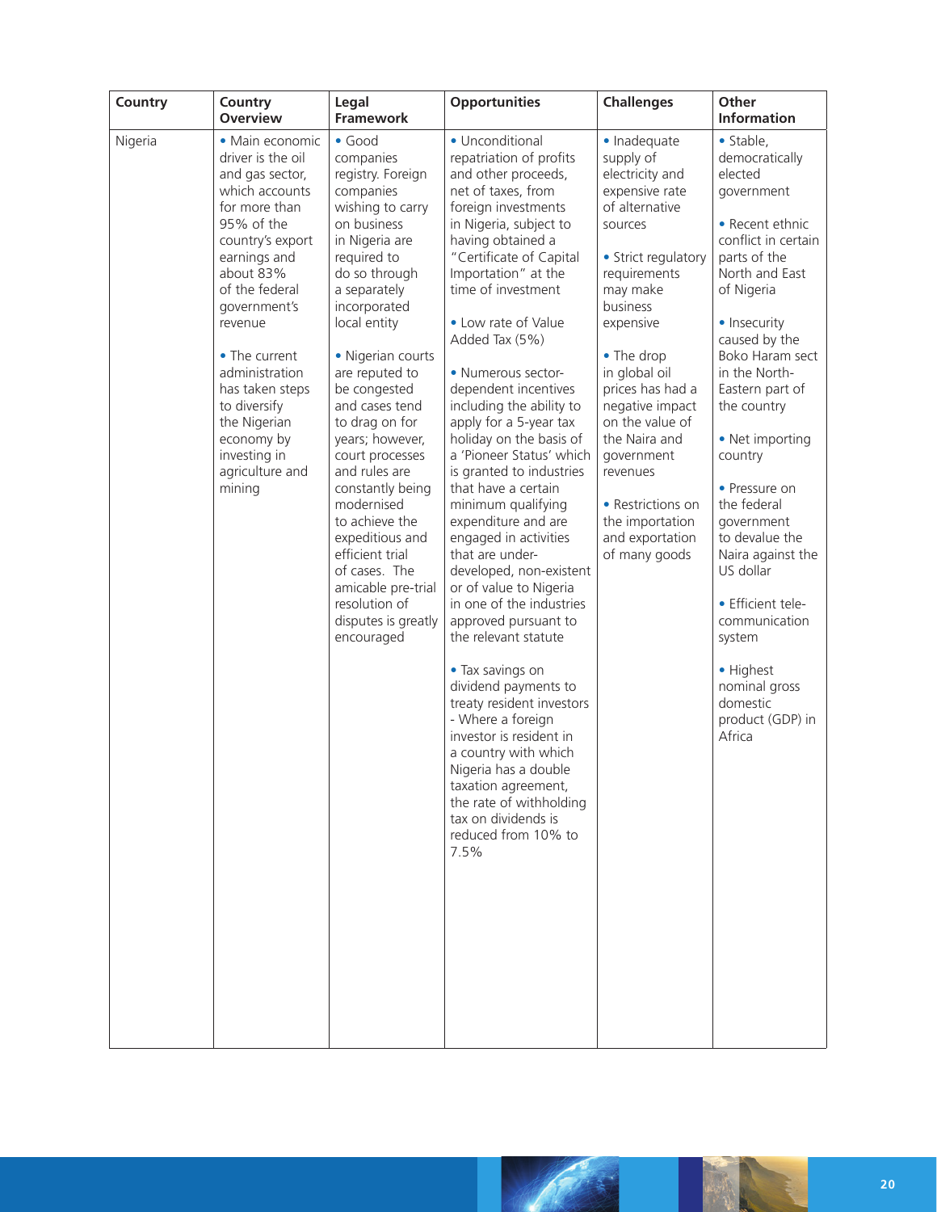| Country | Country Overview | Legal Framework | Opportunities | Challenges | Other Information |
|---|---|---|---|---|---|
| Nigeria | • Main economic driver is the oil and gas sector, which accounts for more than 95% of the country's export earnings and about 83% of the federal government's revenue<br><br>• The current administration has taken steps to diversify the Nigerian economy by investing in agriculture and mining | • Good companies registry. Foreign companies wishing to carry on business in Nigeria are required to do so through a separately incorporated local entity<br><br>• Nigerian courts are reputed to be congested and cases tend to drag on for years; however, court processes and rules are constantly being modernised to achieve the expeditious and efficient trial of cases. The amicable pre-trial resolution of disputes is greatly encouraged | • Unconditional repatriation of profits and other proceeds, net of taxes, from foreign investments in Nigeria, subject to having obtained a "Certificate of Capital Importation" at the time of investment<br><br>• Low rate of Value Added Tax (5%)<br><br>• Numerous sector-dependent incentives including the ability to apply for a 5-year tax holiday on the basis of a 'Pioneer Status' which is granted to industries that have a certain minimum qualifying expenditure and are engaged in activities that are under-developed, non-existent or of value to Nigeria in one of the industries approved pursuant to the relevant statute<br><br>• Tax savings on dividend payments to treaty resident investors - Where a foreign investor is resident in a country with which Nigeria has a double taxation agreement, the rate of withholding tax on dividends is reduced from 10% to 7.5% | • Inadequate supply of electricity and expensive rate of alternative sources<br><br>• Strict regulatory requirements may make business expensive<br><br>• The drop in global oil prices has had a negative impact on the value of the Naira and government revenues<br><br>• Restrictions on the importation and exportation of many goods | • Stable, democratically elected government<br><br>• Recent ethnic conflict in certain parts of the North and East of Nigeria<br><br>• Insecurity caused by the Boko Haram sect in the North-Eastern part of the country<br><br>• Net importing country<br><br>• Pressure on the federal government to devalue the Naira against the US dollar<br><br>• Efficient tele-communication system<br><br>• Highest nominal gross domestic product (GDP) in Africa |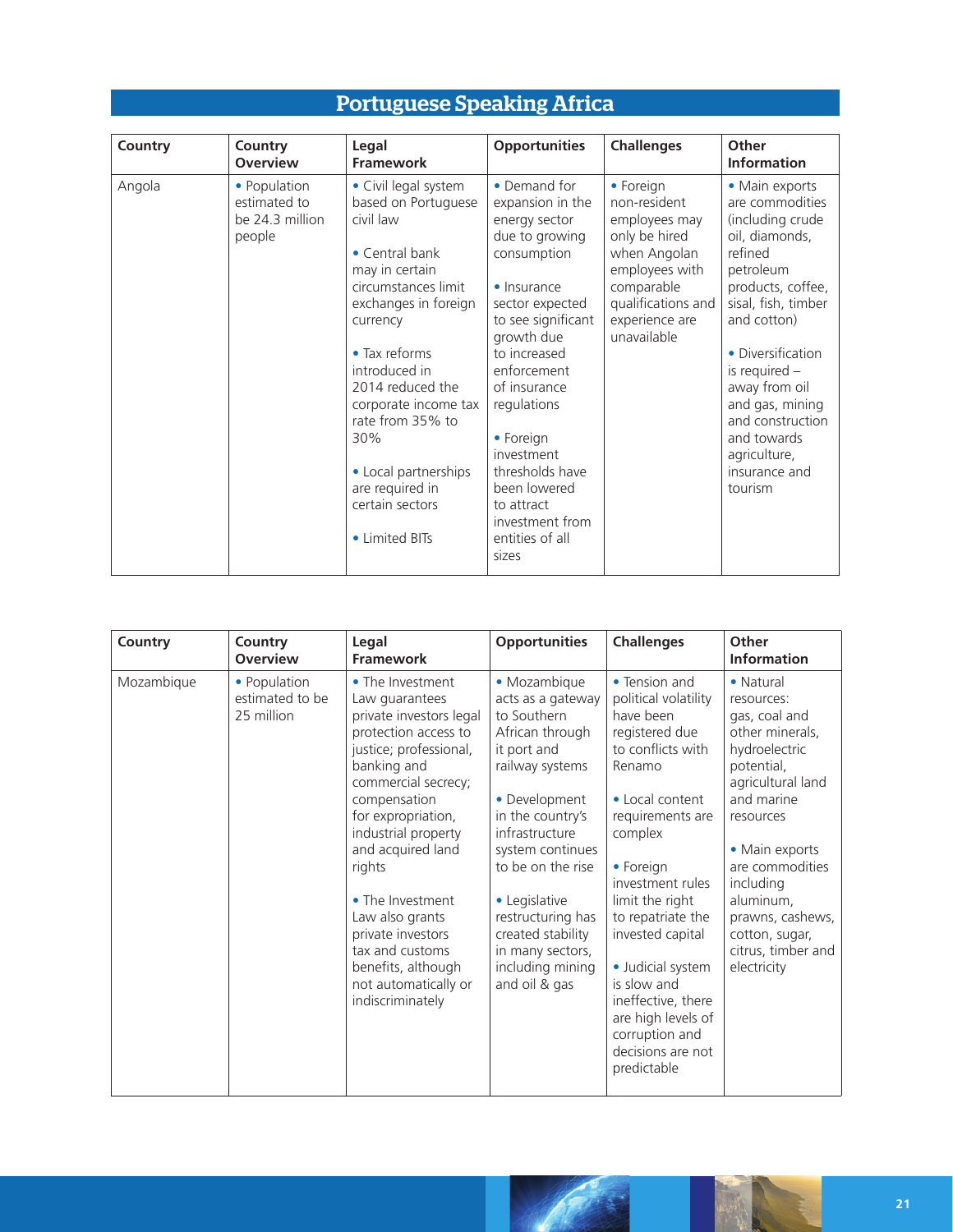# Portuguese Speaking Africa

| Country | Country Overview | Legal Framework | Opportunities | Challenges | Other Information |
| --- | --- | --- | --- | --- | --- |
| Angola | • Population estimated to be 24.3 million people | • Civil legal system based on Portuguese civil law<br><br>• Central bank may in certain circumstances limit exchanges in foreign currency<br><br>• Tax reforms introduced in 2014 reduced the corporate income tax rate from 35% to 30%<br><br>• Local partnerships are required in certain sectors<br><br>• Limited BITs | • Demand for expansion in the energy sector due to growing consumption<br><br>• Insurance sector expected to see significant growth due to increased enforcement of insurance regulations<br><br>• Foreign investment thresholds have been lowered to attract investment from entities of all sizes | • Foreign non-resident employees may only be hired when Angolan employees with comparable qualifications and experience are unavailable | • Main exports are commodities (including crude oil, diamonds, refined petroleum products, coffee, sisal, fish, timber and cotton)<br><br>• Diversification is required – away from oil and gas, mining and construction and towards agriculture, insurance and tourism |

| Country | Country Overview | Legal Framework | Opportunities | Challenges | Other Information |
| --- | --- | --- | --- | --- | --- |
| Mozambique | • Population estimated to be 25 million | • The Investment Law guarantees private investors legal protection access to justice; professional, banking and commercial secrecy; compensation for expropriation, industrial property and acquired land rights<br><br>• The Investment Law also grants private investors tax and customs benefits, although not automatically or indiscriminately | • Mozambique acts as a gateway to Southern African through it port and railway systems<br><br>• Development in the country's infrastructure system continues to be on the rise<br><br>• Legislative restructuring has created stability in many sectors, including mining and oil & gas | • Tension and political volatility have been registered due to conflicts with Renamo<br><br>• Local content requirements are complex<br><br>• Foreign investment rules limit the right to repatriate the invested capital<br><br>• Judicial system is slow and ineffective, there are high levels of corruption and decisions are not predictable | • Natural resources: gas, coal and other minerals, hydroelectric potential, agricultural land and marine resources<br><br>• Main exports are commodities including aluminum, prawns, cashews, cotton, sugar, citrus, timber and electricity |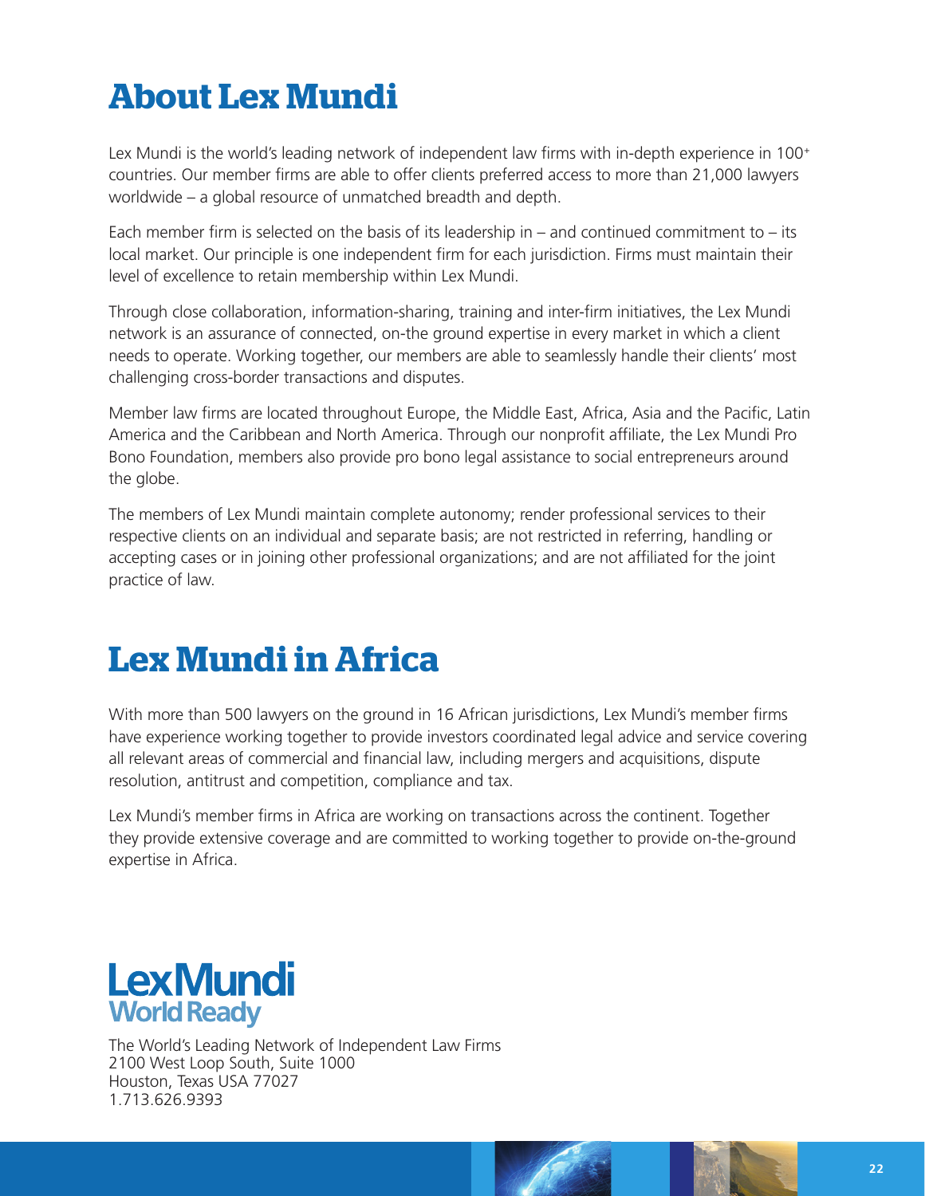# About Lex Mundi

Lex Mundi is the world's leading network of independent law firms with in-depth experience in 100+ countries. Our member firms are able to offer clients preferred access to more than 21,000 lawyers worldwide – a global resource of unmatched breadth and depth.

Each member firm is selected on the basis of its leadership in – and continued commitment to – its local market. Our principle is one independent firm for each jurisdiction. Firms must maintain their level of excellence to retain membership within Lex Mundi.

Through close collaboration, information-sharing, training and inter-firm initiatives, the Lex Mundi network is an assurance of connected, on-the ground expertise in every market in which a client needs to operate. Working together, our members are able to seamlessly handle their clients' most challenging cross-border transactions and disputes.

Member law firms are located throughout Europe, the Middle East, Africa, Asia and the Pacific, Latin America and the Caribbean and North America. Through our nonprofit affiliate, the Lex Mundi Pro Bono Foundation, members also provide pro bono legal assistance to social entrepreneurs around the globe.

The members of Lex Mundi maintain complete autonomy; render professional services to their respective clients on an individual and separate basis; are not restricted in referring, handling or accepting cases or in joining other professional organizations; and are not affiliated for the joint practice of law.

# Lex Mundi in Africa

With more than 500 lawyers on the ground in 16 African jurisdictions, Lex Mundi's member firms have experience working together to provide investors coordinated legal advice and service covering all relevant areas of commercial and financial law, including mergers and acquisitions, dispute resolution, antitrust and competition, compliance and tax.

Lex Mundi's member firms in Africa are working on transactions across the continent. Together they provide extensive coverage and are committed to working together to provide on-the-ground expertise in Africa.

**LexMundi**
**World Ready**

The World's Leading Network of Independent Law Firms
2100 West Loop South, Suite 1000
Houston, Texas USA 77027
1.713.626.9393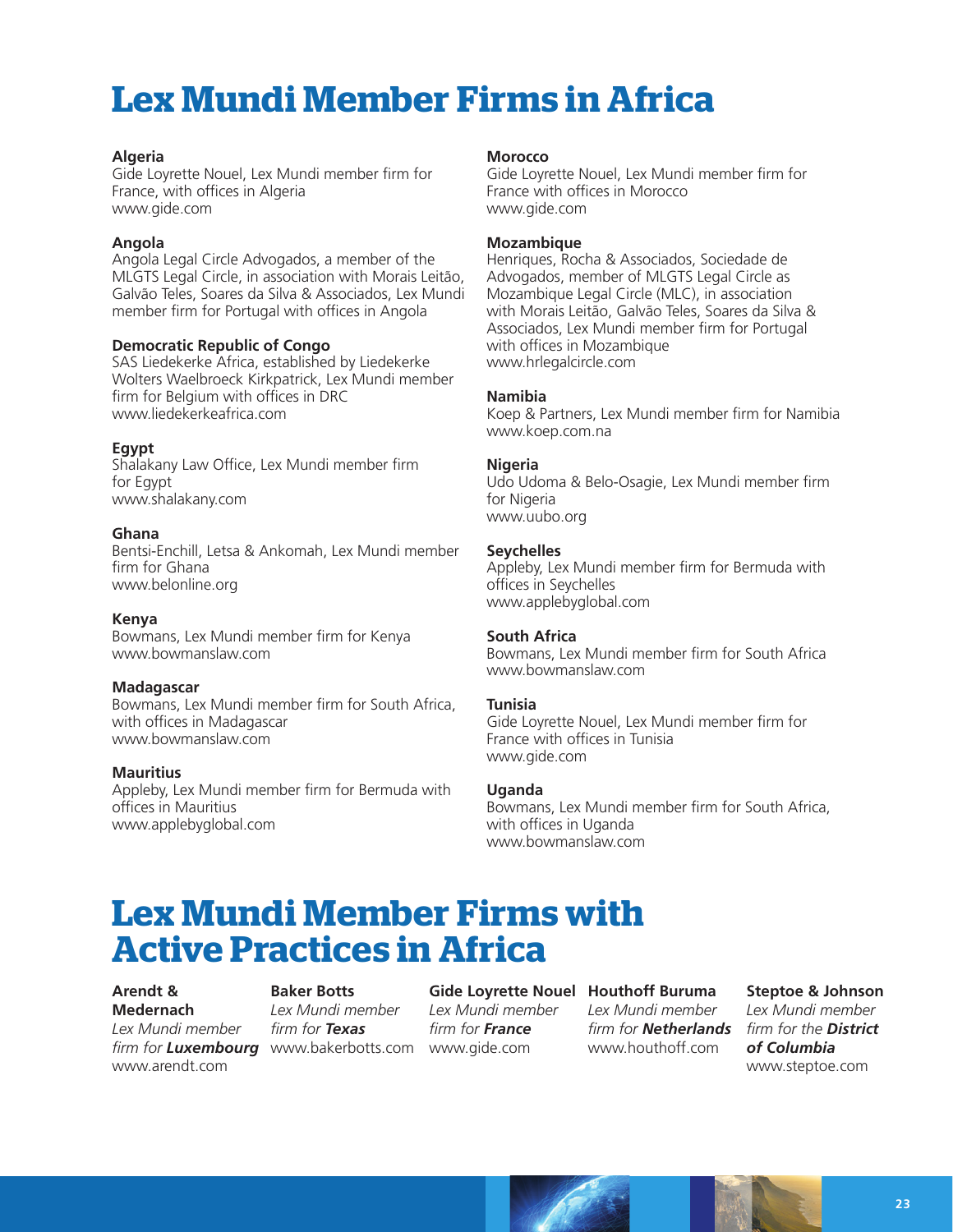# Lex Mundi Member Firms in Africa

**Algeria**
Gide Loyrette Nouel, Lex Mundi member firm for France, with offices in Algeria
www.gide.com

**Angola**
Angola Legal Circle Advogados, a member of the MLGTS Legal Circle, in association with Morais Leitão, Galvão Teles, Soares da Silva & Associados, Lex Mundi member firm for Portugal with offices in Angola

**Democratic Republic of Congo**
SAS Liedekerke Africa, established by Liedekerke Wolters Waelbroeck Kirkpatrick, Lex Mundi member firm for Belgium with offices in DRC
www.liedekerkeafrica.com

**Egypt**
Shalakany Law Office, Lex Mundi member firm for Egypt
www.shalakany.com

**Ghana**
Bentsi-Enchill, Letsa & Ankomah, Lex Mundi member firm for Ghana
www.belonline.org

**Kenya**
Bowmans, Lex Mundi member firm for Kenya
www.bowmanslaw.com

**Madagascar**
Bowmans, Lex Mundi member firm for South Africa, with offices in Madagascar
www.bowmanslaw.com

**Mauritius**
Appleby, Lex Mundi member firm for Bermuda with offices in Mauritius
www.applebyglobal.com

**Morocco**
Gide Loyrette Nouel, Lex Mundi member firm for France with offices in Morocco
www.gide.com

**Mozambique**
Henriques, Rocha & Associados, Sociedade de Advogados, member of MLGTS Legal Circle as Mozambique Legal Circle (MLC), in association with Morais Leitão, Galvão Teles, Soares da Silva & Associados, Lex Mundi member firm for Portugal with offices in Mozambique
www.hrlegalcircle.com

**Namibia**
Koep & Partners, Lex Mundi member firm for Namibia
www.koep.com.na

**Nigeria**
Udo Udoma & Belo-Osagie, Lex Mundi member firm for Nigeria
www.uubo.org

**Seychelles**
Appleby, Lex Mundi member firm for Bermuda with offices in Seychelles
www.applebyglobal.com

**South Africa**
Bowmans, Lex Mundi member firm for South Africa
www.bowmanslaw.com

**Tunisia**
Gide Loyrette Nouel, Lex Mundi member firm for France with offices in Tunisia
www.gide.com

**Uganda**
Bowmans, Lex Mundi member firm for South Africa, with offices in Uganda
www.bowmanslaw.com

# Lex Mundi Member Firms with Active Practices in Africa

**Arendt & Medernach**
*Lex Mundi member firm for* ***Luxembourg***
www.arendt.com

**Baker Botts**
*Lex Mundi member firm for* ***Texas***
www.bakerbotts.com

**Gide Loyrette Nouel**
*Lex Mundi member firm for* ***France***
www.gide.com

**Houthoff Buruma**
*Lex Mundi member firm for* ***Netherlands***
www.houthoff.com

**Steptoe & Johnson**
*Lex Mundi member firm for the* ***District of Columbia***
www.steptoe.com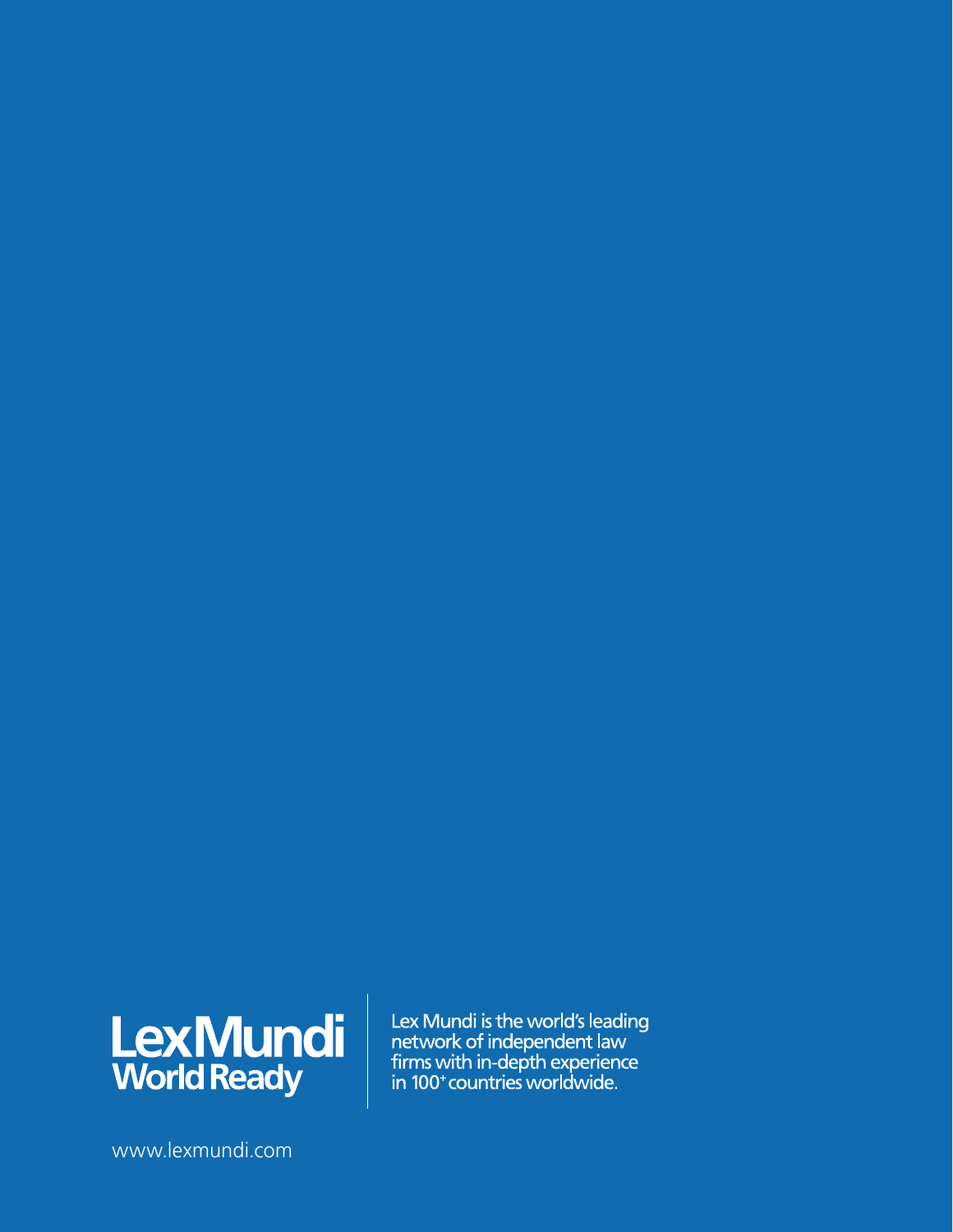Lex Mundi
World Ready

Lex Mundi is the world's leading network of independent law firms with in-depth experience in 100+ countries worldwide.

www.lexmundi.com